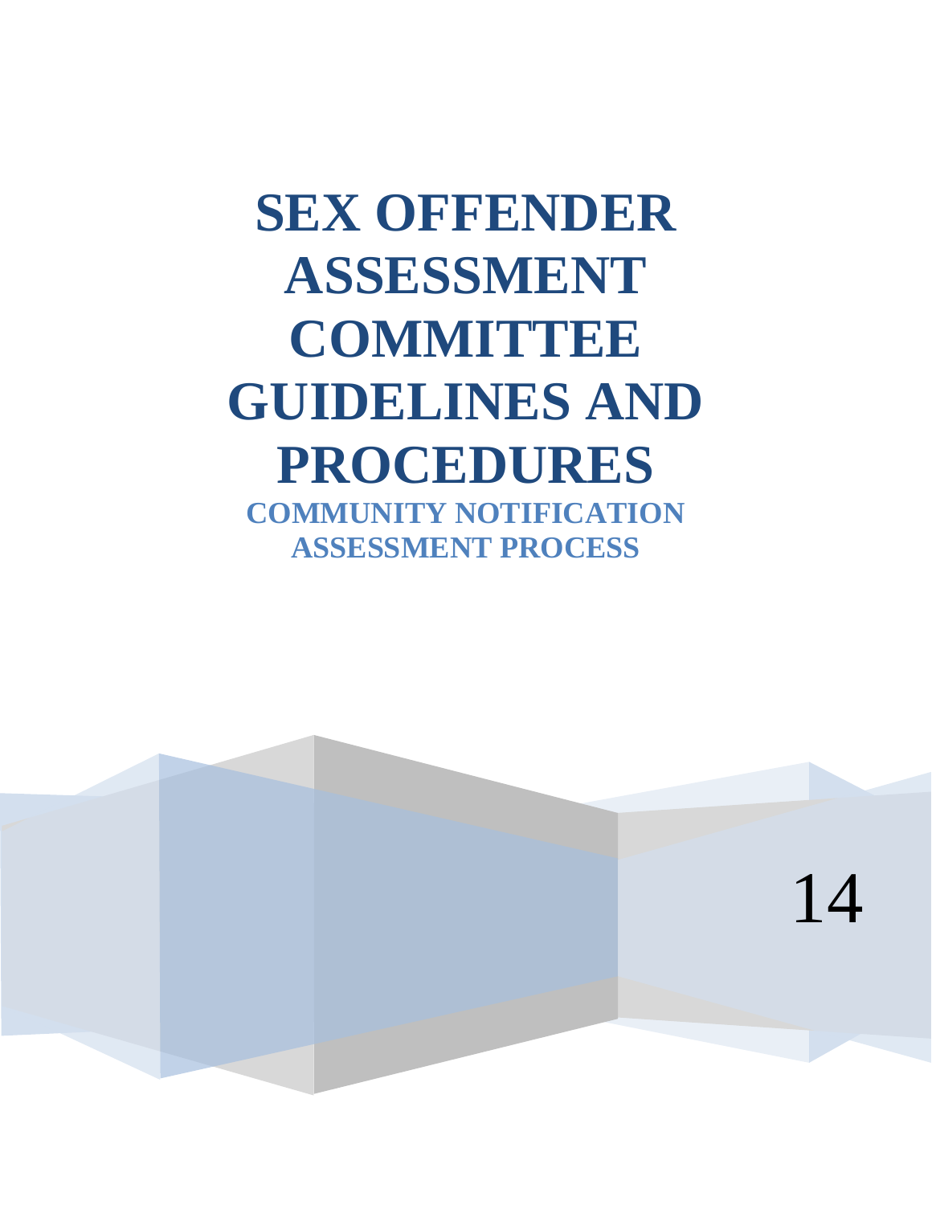# SEX OFFENDER ASSESSMENT COMMITTEE GUIDELINES AND PROCEDURES

## COMMUNITY NOTIFICATION ASSESSMENT PROCESS

14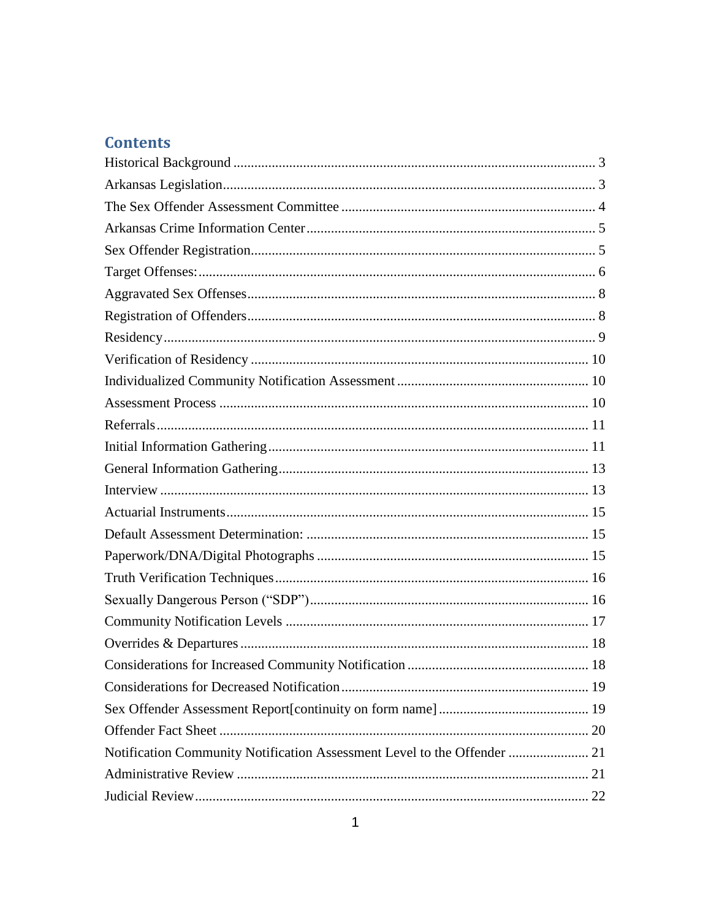## Contents

Historical Background ........................................................................................................ 3
Arkansas Legislation.......................................................................................................... 3
The Sex Offender Assessment Committee ........................................................................ 4
Arkansas Crime Information Center.................................................................................. 5
Sex Offender Registration.................................................................................................. 5
Target Offenses:................................................................................................................. 6
Aggravated Sex Offenses................................................................................................... 8
Registration of Offenders................................................................................................... 8
Residency........................................................................................................................... 9
Verification of Residency ................................................................................................ 10
Individualized Community Notification Assessment ...................................................... 10
Assessment Process ......................................................................................................... 10
Referrals........................................................................................................................... 11
Initial Information Gathering........................................................................................... 11
General Information Gathering........................................................................................ 13
Interview .......................................................................................................................... 13
Actuarial Instruments....................................................................................................... 15
Default Assessment Determination: ................................................................................ 15
Paperwork/DNA/Digital Photographs ............................................................................. 15
Truth Verification Techniques......................................................................................... 16
Sexually Dangerous Person (“SDP”)............................................................................... 16
Community Notification Levels ...................................................................................... 17
Overrides & Departures ................................................................................................... 18
Considerations for Increased Community Notification ................................................... 18
Considerations for Decreased Notification...................................................................... 19
Sex Offender Assessment Report[continuity on form name] ........................................... 19
Offender Fact Sheet ......................................................................................................... 20
Notification Community Notification Assessment Level to the Offender ....................... 21
Administrative Review .................................................................................................... 21
Judicial Review................................................................................................................ 22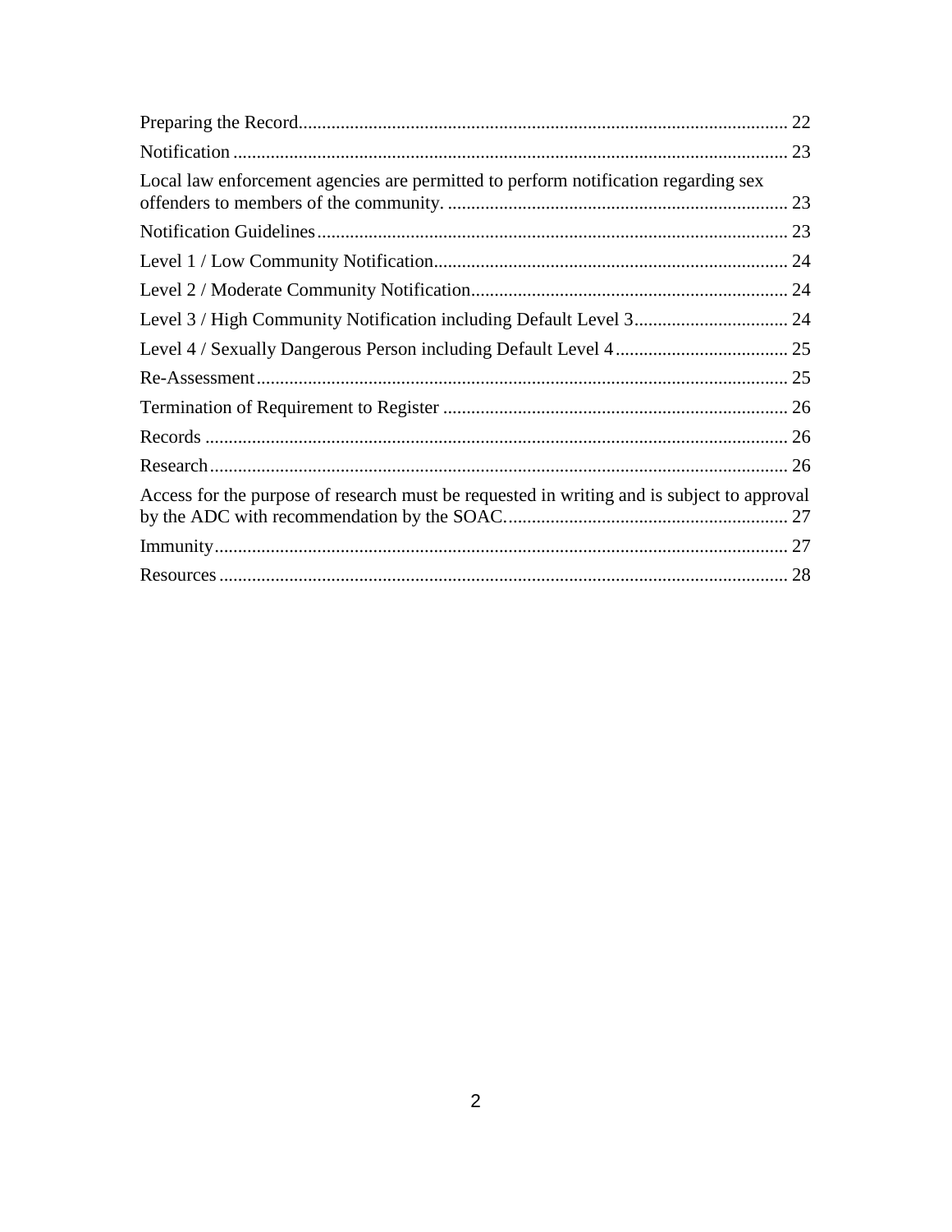Preparing the Record........................................................................................................ 22

Notification ...................................................................................................................... 23

Local law enforcement agencies are permitted to perform notification regarding sex offenders to members of the community. ........................................................................ 23

Notification Guidelines.................................................................................................... 23

Level 1 / Low Community Notification........................................................................... 24

Level 2 / Moderate Community Notification................................................................... 24

Level 3 / High Community Notification including Default Level 3................................ 24

Level 4 / Sexually Dangerous Person including Default Level 4.................................... 25

Re-Assessment................................................................................................................. 25

Termination of Requirement to Register ......................................................................... 26

Records ............................................................................................................................ 26

Research........................................................................................................................... 26

Access for the purpose of research must be requested in writing and is subject to approval by the ADC with recommendation by the SOAC............................................................ 27

Immunity.......................................................................................................................... 27

Resources ......................................................................................................................... 28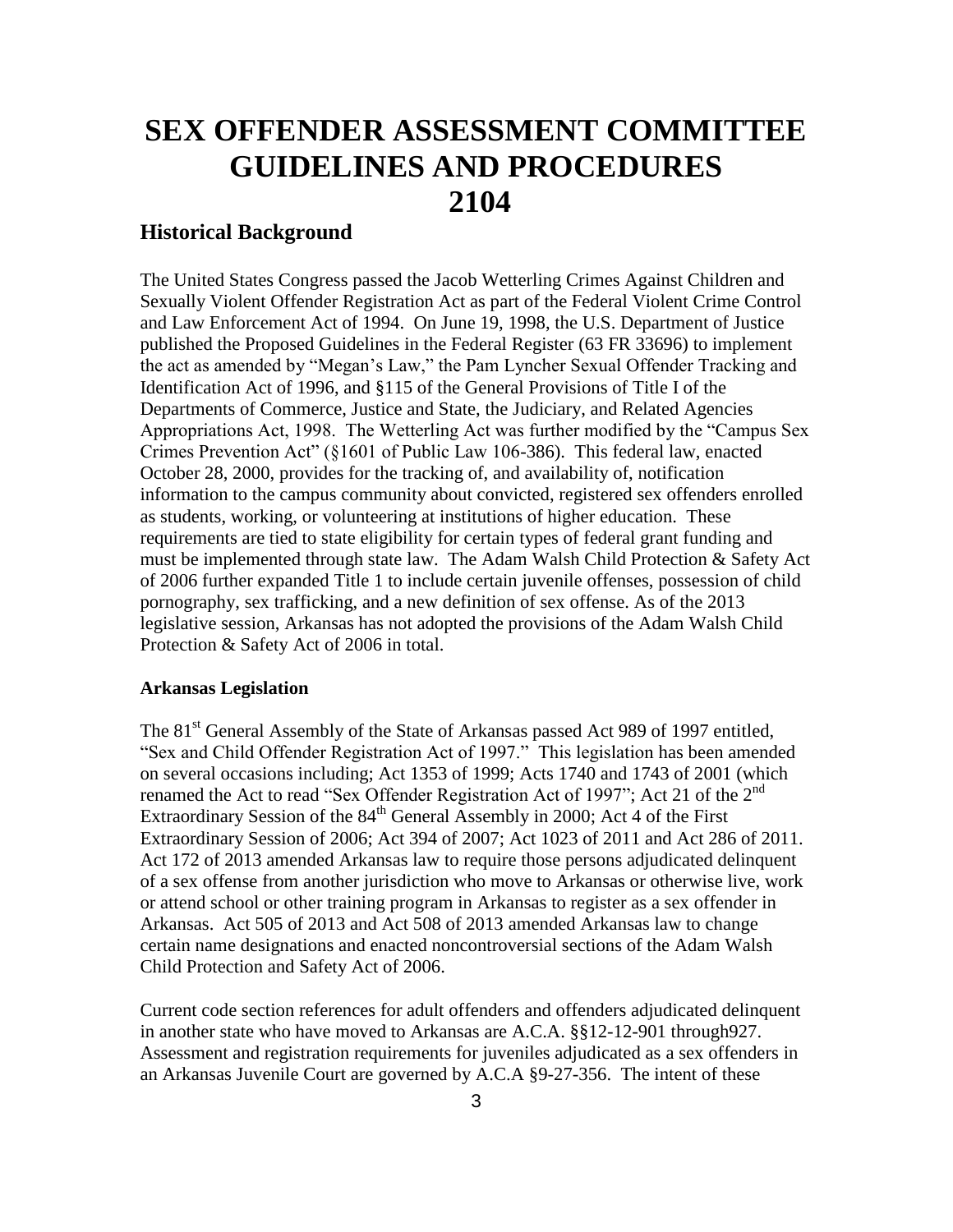# SEX OFFENDER ASSESSMENT COMMITTEE GUIDELINES AND PROCEDURES 2104

## Historical Background

The United States Congress passed the Jacob Wetterling Crimes Against Children and Sexually Violent Offender Registration Act as part of the Federal Violent Crime Control and Law Enforcement Act of 1994. On June 19, 1998, the U.S. Department of Justice published the Proposed Guidelines in the Federal Register (63 FR 33696) to implement the act as amended by "Megan's Law," the Pam Lyncher Sexual Offender Tracking and Identification Act of 1996, and §115 of the General Provisions of Title I of the Departments of Commerce, Justice and State, the Judiciary, and Related Agencies Appropriations Act, 1998. The Wetterling Act was further modified by the "Campus Sex Crimes Prevention Act" (§1601 of Public Law 106-386). This federal law, enacted October 28, 2000, provides for the tracking of, and availability of, notification information to the campus community about convicted, registered sex offenders enrolled as students, working, or volunteering at institutions of higher education. These requirements are tied to state eligibility for certain types of federal grant funding and must be implemented through state law. The Adam Walsh Child Protection & Safety Act of 2006 further expanded Title 1 to include certain juvenile offenses, possession of child pornography, sex trafficking, and a new definition of sex offense. As of the 2013 legislative session, Arkansas has not adopted the provisions of the Adam Walsh Child Protection & Safety Act of 2006 in total.

### Arkansas Legislation

The 81st General Assembly of the State of Arkansas passed Act 989 of 1997 entitled, "Sex and Child Offender Registration Act of 1997." This legislation has been amended on several occasions including; Act 1353 of 1999; Acts 1740 and 1743 of 2001 (which renamed the Act to read "Sex Offender Registration Act of 1997"; Act 21 of the 2nd Extraordinary Session of the 84th General Assembly in 2000; Act 4 of the First Extraordinary Session of 2006; Act 394 of 2007; Act 1023 of 2011 and Act 286 of 2011. Act 172 of 2013 amended Arkansas law to require those persons adjudicated delinquent of a sex offense from another jurisdiction who move to Arkansas or otherwise live, work or attend school or other training program in Arkansas to register as a sex offender in Arkansas. Act 505 of 2013 and Act 508 of 2013 amended Arkansas law to change certain name designations and enacted noncontroversial sections of the Adam Walsh Child Protection and Safety Act of 2006.

Current code section references for adult offenders and offenders adjudicated delinquent in another state who have moved to Arkansas are A.C.A. §§12-12-901 through927. Assessment and registration requirements for juveniles adjudicated as a sex offenders in an Arkansas Juvenile Court are governed by A.C.A §9-27-356. The intent of these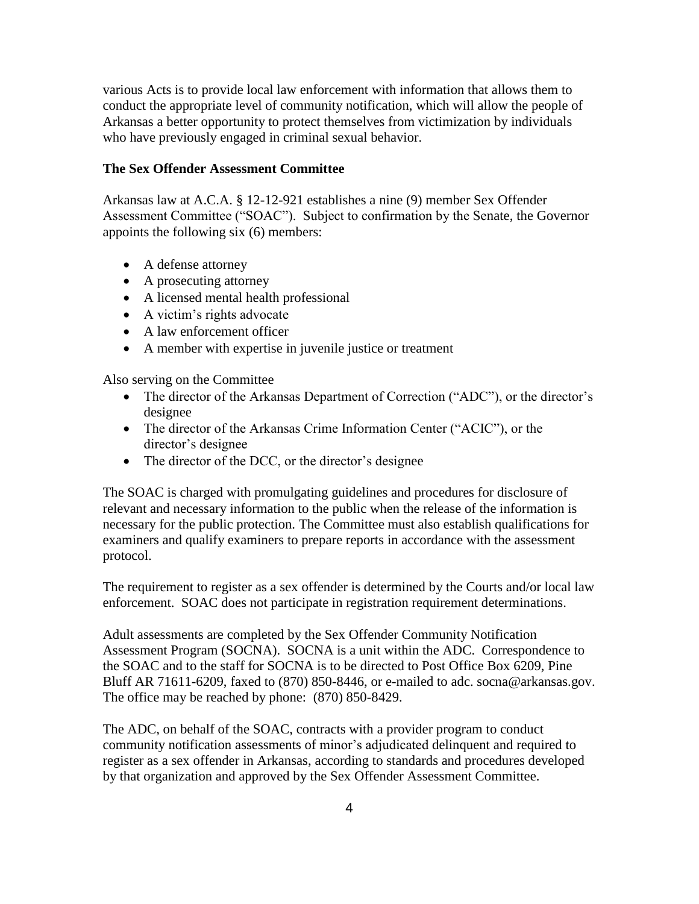various Acts is to provide local law enforcement with information that allows them to conduct the appropriate level of community notification, which will allow the people of Arkansas a better opportunity to protect themselves from victimization by individuals who have previously engaged in criminal sexual behavior.

**The Sex Offender Assessment Committee**

Arkansas law at A.C.A. § 12-12-921 establishes a nine (9) member Sex Offender Assessment Committee ("SOAC"). Subject to confirmation by the Senate, the Governor appoints the following six (6) members:

- A defense attorney
- A prosecuting attorney
- A licensed mental health professional
- A victim's rights advocate
- A law enforcement officer
- A member with expertise in juvenile justice or treatment

Also serving on the Committee

- The director of the Arkansas Department of Correction ("ADC"), or the director's designee
- The director of the Arkansas Crime Information Center ("ACIC"), or the director's designee
- The director of the DCC, or the director's designee

The SOAC is charged with promulgating guidelines and procedures for disclosure of relevant and necessary information to the public when the release of the information is necessary for the public protection. The Committee must also establish qualifications for examiners and qualify examiners to prepare reports in accordance with the assessment protocol.

The requirement to register as a sex offender is determined by the Courts and/or local law enforcement. SOAC does not participate in registration requirement determinations.

Adult assessments are completed by the Sex Offender Community Notification Assessment Program (SOCNA). SOCNA is a unit within the ADC. Correspondence to the SOAC and to the staff for SOCNA is to be directed to Post Office Box 6209, Pine Bluff AR 71611-6209, faxed to (870) 850-8446, or e-mailed to adc. socna@arkansas.gov. The office may be reached by phone: (870) 850-8429.

The ADC, on behalf of the SOAC, contracts with a provider program to conduct community notification assessments of minor's adjudicated delinquent and required to register as a sex offender in Arkansas, according to standards and procedures developed by that organization and approved by the Sex Offender Assessment Committee.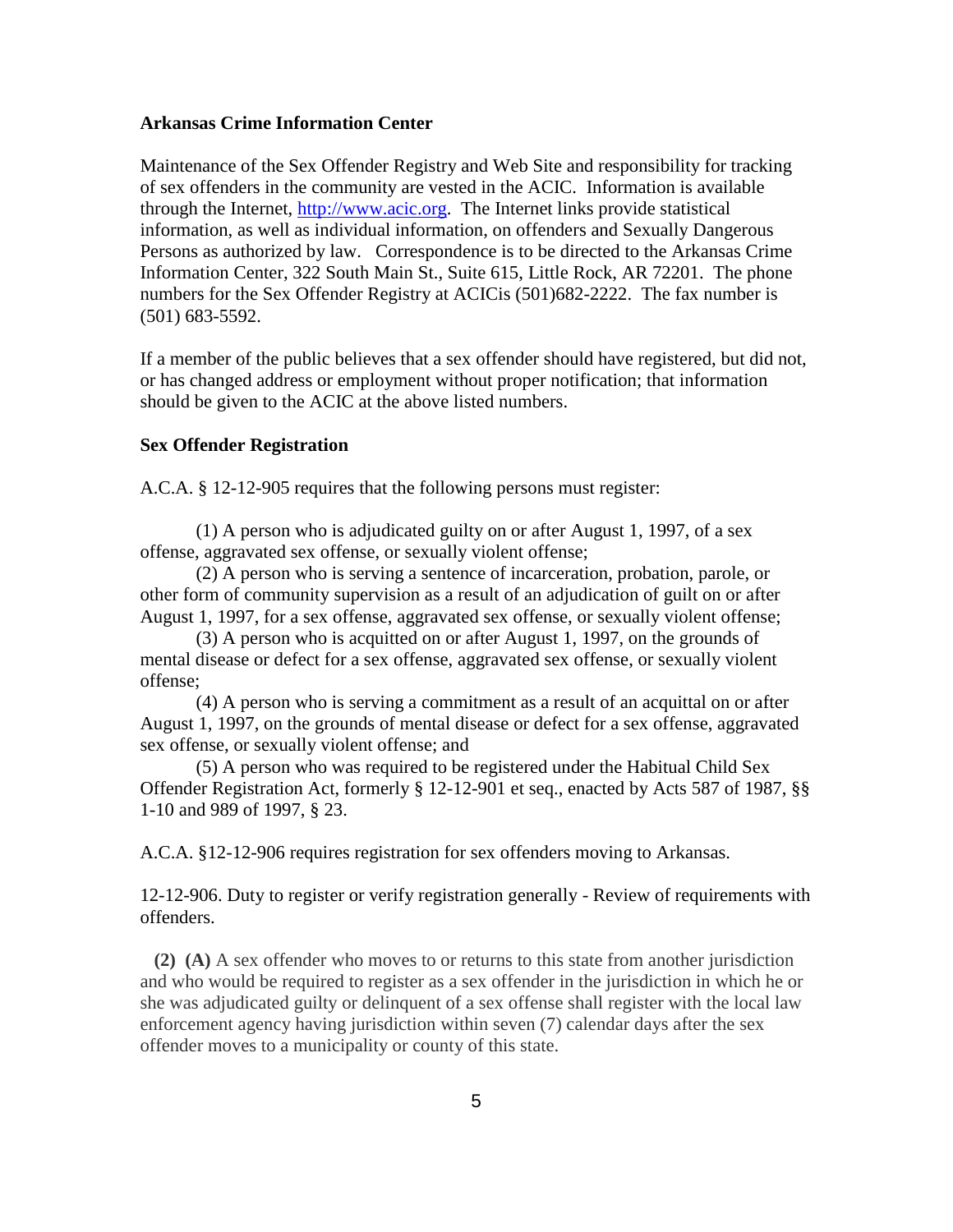**Arkansas Crime Information Center**

Maintenance of the Sex Offender Registry and Web Site and responsibility for tracking of sex offenders in the community are vested in the ACIC. Information is available through the Internet, http://www.acic.org. The Internet links provide statistical information, as well as individual information, on offenders and Sexually Dangerous Persons as authorized by law. Correspondence is to be directed to the Arkansas Crime Information Center, 322 South Main St., Suite 615, Little Rock, AR 72201. The phone numbers for the Sex Offender Registry at ACICis (501)682-2222. The fax number is (501) 683-5592.

If a member of the public believes that a sex offender should have registered, but did not, or has changed address or employment without proper notification; that information should be given to the ACIC at the above listed numbers.

**Sex Offender Registration**

A.C.A. § 12-12-905 requires that the following persons must register:

(1) A person who is adjudicated guilty on or after August 1, 1997, of a sex offense, aggravated sex offense, or sexually violent offense;

(2) A person who is serving a sentence of incarceration, probation, parole, or other form of community supervision as a result of an adjudication of guilt on or after August 1, 1997, for a sex offense, aggravated sex offense, or sexually violent offense;

(3) A person who is acquitted on or after August 1, 1997, on the grounds of mental disease or defect for a sex offense, aggravated sex offense, or sexually violent offense;

(4) A person who is serving a commitment as a result of an acquittal on or after August 1, 1997, on the grounds of mental disease or defect for a sex offense, aggravated sex offense, or sexually violent offense; and

(5) A person who was required to be registered under the Habitual Child Sex Offender Registration Act, formerly § 12-12-901 et seq., enacted by Acts 587 of 1987, §§ 1-10 and 989 of 1997, § 23.

A.C.A. §12-12-906 requires registration for sex offenders moving to Arkansas.

12-12-906. Duty to register or verify registration generally - Review of requirements with offenders.

**(2) (A)** A sex offender who moves to or returns to this state from another jurisdiction and who would be required to register as a sex offender in the jurisdiction in which he or she was adjudicated guilty or delinquent of a sex offense shall register with the local law enforcement agency having jurisdiction within seven (7) calendar days after the sex offender moves to a municipality or county of this state.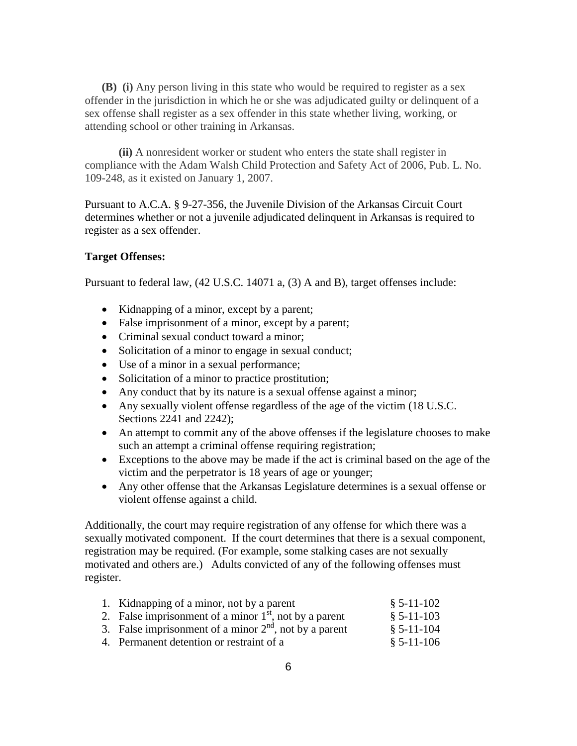**(B) (i)** Any person living in this state who would be required to register as a sex offender in the jurisdiction in which he or she was adjudicated guilty or delinquent of a sex offense shall register as a sex offender in this state whether living, working, or attending school or other training in Arkansas.

**(ii)** A nonresident worker or student who enters the state shall register in compliance with the Adam Walsh Child Protection and Safety Act of 2006, Pub. L. No. 109-248, as it existed on January 1, 2007.

Pursuant to A.C.A. § 9-27-356, the Juvenile Division of the Arkansas Circuit Court determines whether or not a juvenile adjudicated delinquent in Arkansas is required to register as a sex offender.

**Target Offenses:**

Pursuant to federal law, (42 U.S.C. 14071 a, (3) A and B), target offenses include:

- Kidnapping of a minor, except by a parent;
- False imprisonment of a minor, except by a parent;
- Criminal sexual conduct toward a minor;
- Solicitation of a minor to engage in sexual conduct;
- Use of a minor in a sexual performance;
- Solicitation of a minor to practice prostitution;
- Any conduct that by its nature is a sexual offense against a minor;
- Any sexually violent offense regardless of the age of the victim (18 U.S.C. Sections 2241 and 2242);
- An attempt to commit any of the above offenses if the legislature chooses to make such an attempt a criminal offense requiring registration;
- Exceptions to the above may be made if the act is criminal based on the age of the victim and the perpetrator is 18 years of age or younger;
- Any other offense that the Arkansas Legislature determines is a sexual offense or violent offense against a child.

Additionally, the court may require registration of any offense for which there was a sexually motivated component. If the court determines that there is a sexual component, registration may be required. (For example, some stalking cases are not sexually motivated and others are.) Adults convicted of any of the following offenses must register.

1. Kidnapping of a minor, not by a parent § 5-11-102
2. False imprisonment of a minor 1st, not by a parent § 5-11-103
3. False imprisonment of a minor 2nd, not by a parent § 5-11-104
4. Permanent detention or restraint of a § 5-11-106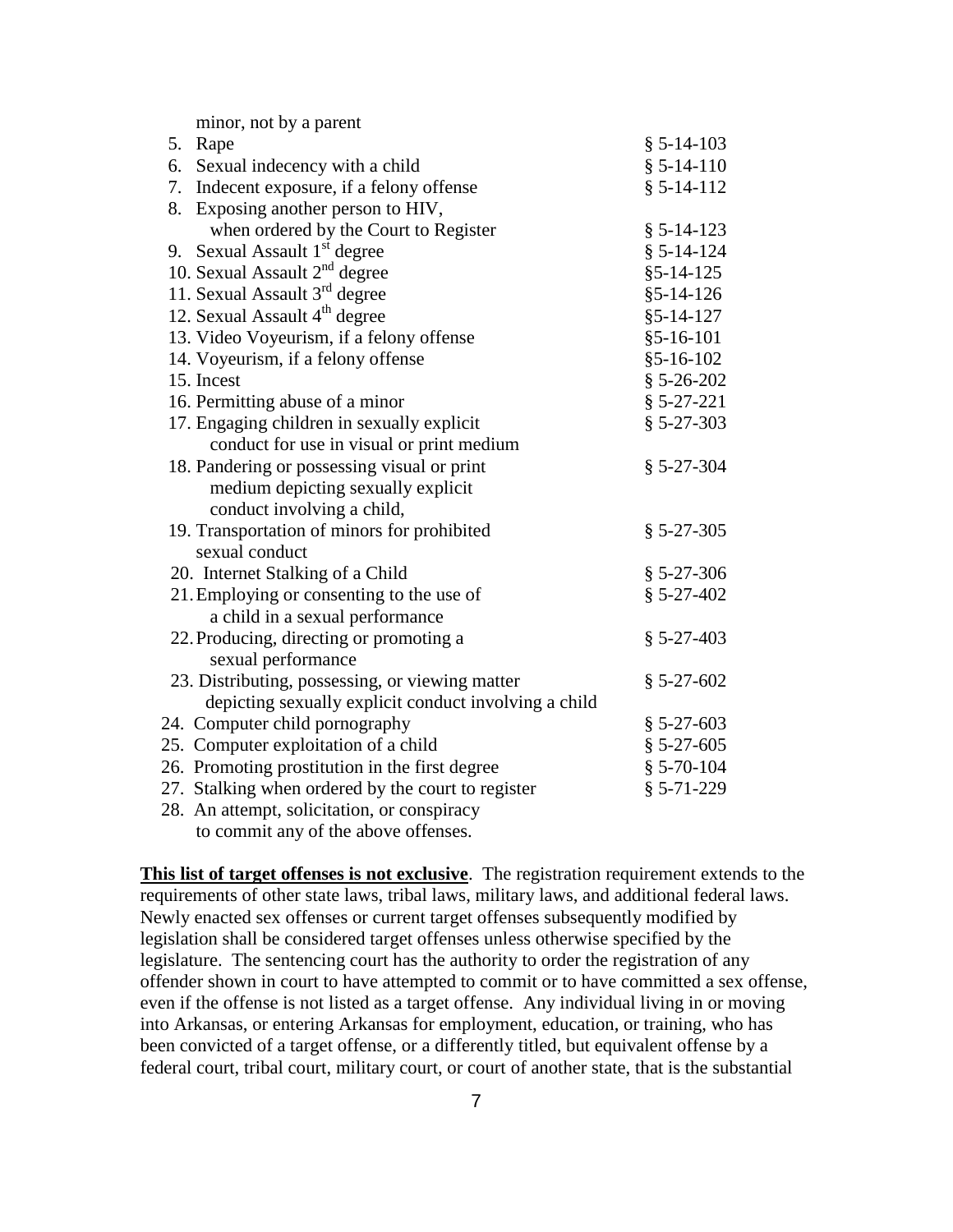minor, not by a parent

| Offense | Statute |
|---|---|
| 5. Rape | § 5-14-103 |
| 6. Sexual indecency with a child | § 5-14-110 |
| 7. Indecent exposure, if a felony offense | § 5-14-112 |
| 8. Exposing another person to HIV, when ordered by the Court to Register | § 5-14-123 |
| 9. Sexual Assault 1st degree | § 5-14-124 |
| 10. Sexual Assault 2nd degree | §5-14-125 |
| 11. Sexual Assault 3rd degree | §5-14-126 |
| 12. Sexual Assault 4th degree | §5-14-127 |
| 13. Video Voyeurism, if a felony offense | §5-16-101 |
| 14. Voyeurism, if a felony offense | §5-16-102 |
| 15. Incest | § 5-26-202 |
| 16. Permitting abuse of a minor | § 5-27-221 |
| 17. Engaging children in sexually explicit conduct for use in visual or print medium | § 5-27-303 |
| 18. Pandering or possessing visual or print medium depicting sexually explicit conduct involving a child, | § 5-27-304 |
| 19. Transportation of minors for prohibited sexual conduct | § 5-27-305 |
| 20. Internet Stalking of a Child | § 5-27-306 |
| 21. Employing or consenting to the use of a child in a sexual performance | § 5-27-402 |
| 22. Producing, directing or promoting a sexual performance | § 5-27-403 |
| 23. Distributing, possessing, or viewing matter depicting sexually explicit conduct involving a child | § 5-27-602 |
| 24. Computer child pornography | § 5-27-603 |
| 25. Computer exploitation of a child | § 5-27-605 |
| 26. Promoting prostitution in the first degree | § 5-70-104 |
| 27. Stalking when ordered by the court to register | § 5-71-229 |
| 28. An attempt, solicitation, or conspiracy to commit any of the above offenses. | |

**<u>This list of target offenses is not exclusive</u>**. The registration requirement extends to the requirements of other state laws, tribal laws, military laws, and additional federal laws. Newly enacted sex offenses or current target offenses subsequently modified by legislation shall be considered target offenses unless otherwise specified by the legislature. The sentencing court has the authority to order the registration of any offender shown in court to have attempted to commit or to have committed a sex offense, even if the offense is not listed as a target offense. Any individual living in or moving into Arkansas, or entering Arkansas for employment, education, or training, who has been convicted of a target offense, or a differently titled, but equivalent offense by a federal court, tribal court, military court, or court of another state, that is the substantial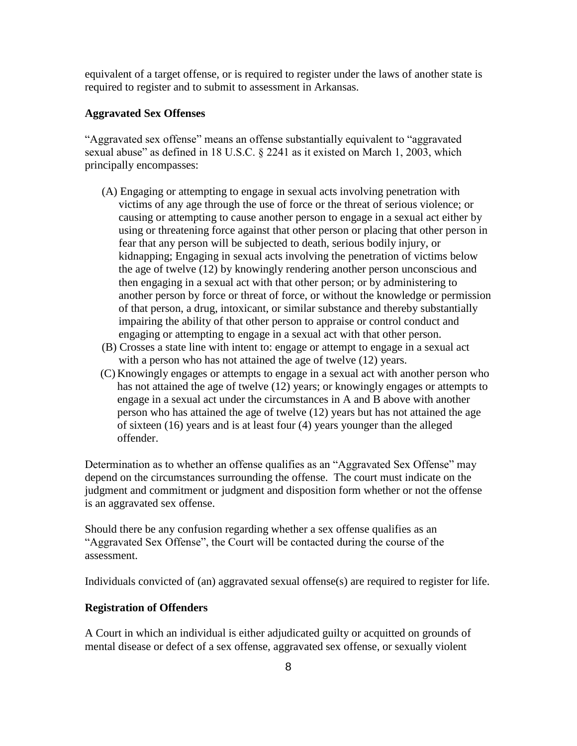equivalent of a target offense, or is required to register under the laws of another state is required to register and to submit to assessment in Arkansas.

**Aggravated Sex Offenses**

"Aggravated sex offense" means an offense substantially equivalent to "aggravated sexual abuse" as defined in 18 U.S.C. § 2241 as it existed on March 1, 2003, which principally encompasses:

(A) Engaging or attempting to engage in sexual acts involving penetration with victims of any age through the use of force or the threat of serious violence; or causing or attempting to cause another person to engage in a sexual act either by using or threatening force against that other person or placing that other person in fear that any person will be subjected to death, serious bodily injury, or kidnapping; Engaging in sexual acts involving the penetration of victims below the age of twelve (12) by knowingly rendering another person unconscious and then engaging in a sexual act with that other person; or by administering to another person by force or threat of force, or without the knowledge or permission of that person, a drug, intoxicant, or similar substance and thereby substantially impairing the ability of that other person to appraise or control conduct and engaging or attempting to engage in a sexual act with that other person.

(B) Crosses a state line with intent to: engage or attempt to engage in a sexual act with a person who has not attained the age of twelve (12) years.

(C) Knowingly engages or attempts to engage in a sexual act with another person who has not attained the age of twelve (12) years; or knowingly engages or attempts to engage in a sexual act under the circumstances in A and B above with another person who has attained the age of twelve (12) years but has not attained the age of sixteen (16) years and is at least four (4) years younger than the alleged offender.

Determination as to whether an offense qualifies as an "Aggravated Sex Offense" may depend on the circumstances surrounding the offense. The court must indicate on the judgment and commitment or judgment and disposition form whether or not the offense is an aggravated sex offense.

Should there be any confusion regarding whether a sex offense qualifies as an "Aggravated Sex Offense", the Court will be contacted during the course of the assessment.

Individuals convicted of (an) aggravated sexual offense(s) are required to register for life.

**Registration of Offenders**

A Court in which an individual is either adjudicated guilty or acquitted on grounds of mental disease or defect of a sex offense, aggravated sex offense, or sexually violent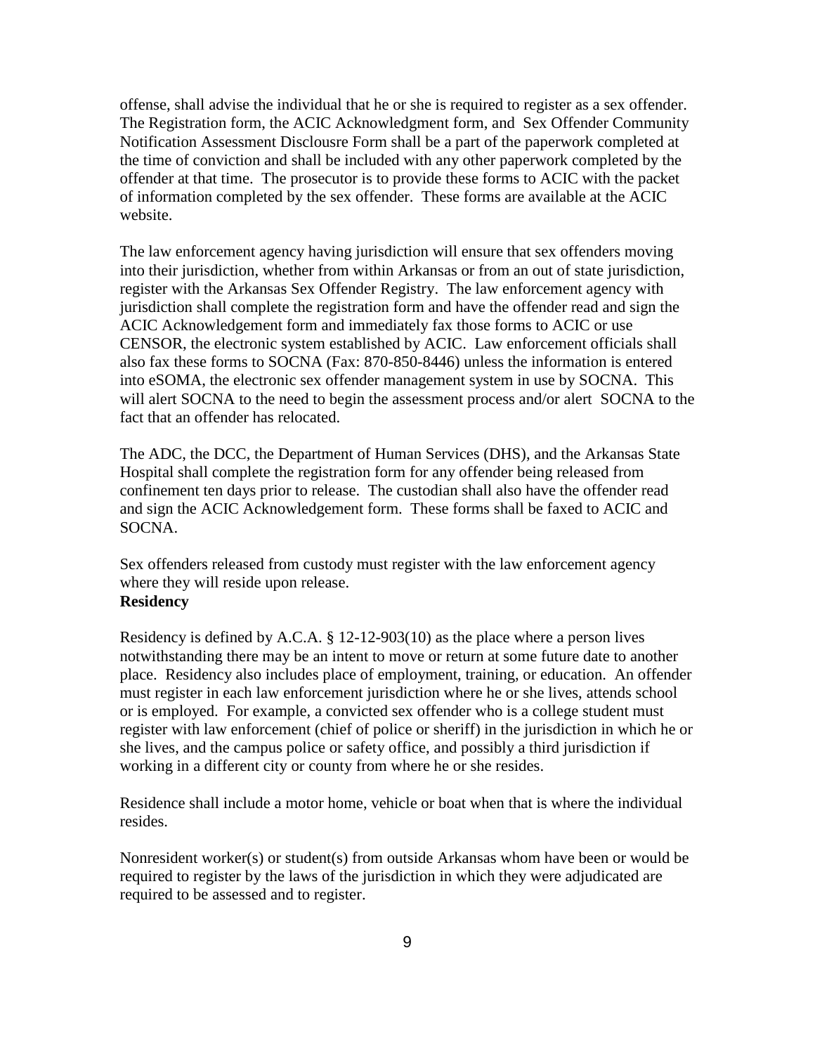offense, shall advise the individual that he or she is required to register as a sex offender. The Registration form, the ACIC Acknowledgment form, and Sex Offender Community Notification Assessment Disclousre Form shall be a part of the paperwork completed at the time of conviction and shall be included with any other paperwork completed by the offender at that time. The prosecutor is to provide these forms to ACIC with the packet of information completed by the sex offender. These forms are available at the ACIC website.

The law enforcement agency having jurisdiction will ensure that sex offenders moving into their jurisdiction, whether from within Arkansas or from an out of state jurisdiction, register with the Arkansas Sex Offender Registry. The law enforcement agency with jurisdiction shall complete the registration form and have the offender read and sign the ACIC Acknowledgement form and immediately fax those forms to ACIC or use CENSOR, the electronic system established by ACIC. Law enforcement officials shall also fax these forms to SOCNA (Fax: 870-850-8446) unless the information is entered into eSOMA, the electronic sex offender management system in use by SOCNA. This will alert SOCNA to the need to begin the assessment process and/or alert SOCNA to the fact that an offender has relocated.

The ADC, the DCC, the Department of Human Services (DHS), and the Arkansas State Hospital shall complete the registration form for any offender being released from confinement ten days prior to release. The custodian shall also have the offender read and sign the ACIC Acknowledgement form. These forms shall be faxed to ACIC and SOCNA.

Sex offenders released from custody must register with the law enforcement agency where they will reside upon release.

**Residency**

Residency is defined by A.C.A. § 12-12-903(10) as the place where a person lives notwithstanding there may be an intent to move or return at some future date to another place. Residency also includes place of employment, training, or education. An offender must register in each law enforcement jurisdiction where he or she lives, attends school or is employed. For example, a convicted sex offender who is a college student must register with law enforcement (chief of police or sheriff) in the jurisdiction in which he or she lives, and the campus police or safety office, and possibly a third jurisdiction if working in a different city or county from where he or she resides.

Residence shall include a motor home, vehicle or boat when that is where the individual resides.

Nonresident worker(s) or student(s) from outside Arkansas whom have been or would be required to register by the laws of the jurisdiction in which they were adjudicated are required to be assessed and to register.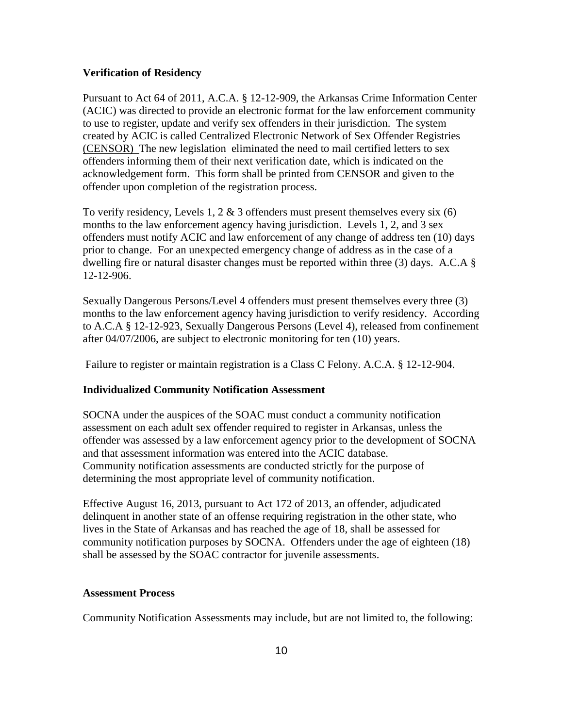**Verification of Residency**

Pursuant to Act 64 of 2011, A.C.A. § 12-12-909, the Arkansas Crime Information Center (ACIC) was directed to provide an electronic format for the law enforcement community to use to register, update and verify sex offenders in their jurisdiction. The system created by ACIC is called Centralized Electronic Network of Sex Offender Registries (CENSOR) The new legislation eliminated the need to mail certified letters to sex offenders informing them of their next verification date, which is indicated on the acknowledgement form. This form shall be printed from CENSOR and given to the offender upon completion of the registration process.

To verify residency, Levels 1, 2 & 3 offenders must present themselves every six (6) months to the law enforcement agency having jurisdiction. Levels 1, 2, and 3 sex offenders must notify ACIC and law enforcement of any change of address ten (10) days prior to change. For an unexpected emergency change of address as in the case of a dwelling fire or natural disaster changes must be reported within three (3) days. A.C.A § 12-12-906.

Sexually Dangerous Persons/Level 4 offenders must present themselves every three (3) months to the law enforcement agency having jurisdiction to verify residency. According to A.C.A § 12-12-923, Sexually Dangerous Persons (Level 4), released from confinement after 04/07/2006, are subject to electronic monitoring for ten (10) years.

Failure to register or maintain registration is a Class C Felony. A.C.A. § 12-12-904.

**Individualized Community Notification Assessment**

SOCNA under the auspices of the SOAC must conduct a community notification assessment on each adult sex offender required to register in Arkansas, unless the offender was assessed by a law enforcement agency prior to the development of SOCNA and that assessment information was entered into the ACIC database. Community notification assessments are conducted strictly for the purpose of determining the most appropriate level of community notification.

Effective August 16, 2013, pursuant to Act 172 of 2013, an offender, adjudicated delinquent in another state of an offense requiring registration in the other state, who lives in the State of Arkansas and has reached the age of 18, shall be assessed for community notification purposes by SOCNA. Offenders under the age of eighteen (18) shall be assessed by the SOAC contractor for juvenile assessments.

**Assessment Process**

Community Notification Assessments may include, but are not limited to, the following: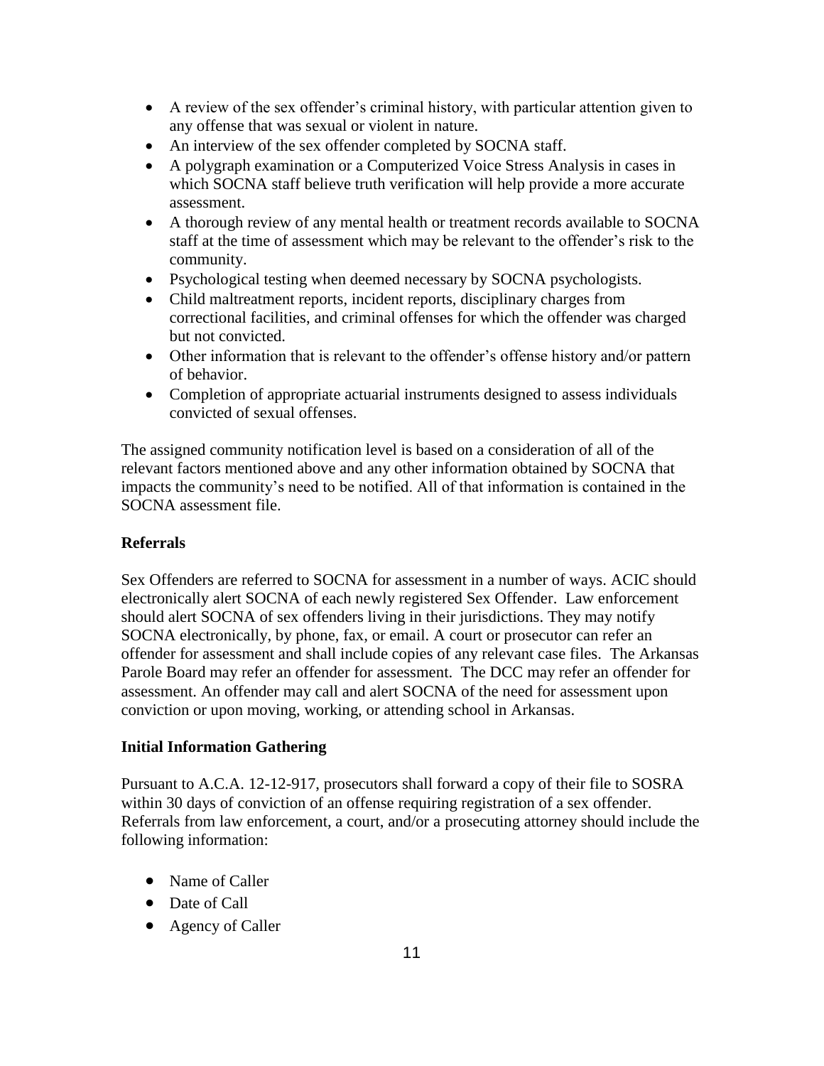- A review of the sex offender's criminal history, with particular attention given to any offense that was sexual or violent in nature.
- An interview of the sex offender completed by SOCNA staff.
- A polygraph examination or a Computerized Voice Stress Analysis in cases in which SOCNA staff believe truth verification will help provide a more accurate assessment.
- A thorough review of any mental health or treatment records available to SOCNA staff at the time of assessment which may be relevant to the offender's risk to the community.
- Psychological testing when deemed necessary by SOCNA psychologists.
- Child maltreatment reports, incident reports, disciplinary charges from correctional facilities, and criminal offenses for which the offender was charged but not convicted.
- Other information that is relevant to the offender's offense history and/or pattern of behavior.
- Completion of appropriate actuarial instruments designed to assess individuals convicted of sexual offenses.

The assigned community notification level is based on a consideration of all of the relevant factors mentioned above and any other information obtained by SOCNA that impacts the community's need to be notified. All of that information is contained in the SOCNA assessment file.

**Referrals**

Sex Offenders are referred to SOCNA for assessment in a number of ways. ACIC should electronically alert SOCNA of each newly registered Sex Offender. Law enforcement should alert SOCNA of sex offenders living in their jurisdictions. They may notify SOCNA electronically, by phone, fax, or email. A court or prosecutor can refer an offender for assessment and shall include copies of any relevant case files. The Arkansas Parole Board may refer an offender for assessment. The DCC may refer an offender for assessment. An offender may call and alert SOCNA of the need for assessment upon conviction or upon moving, working, or attending school in Arkansas.

**Initial Information Gathering**

Pursuant to A.C.A. 12-12-917, prosecutors shall forward a copy of their file to SOSRA within 30 days of conviction of an offense requiring registration of a sex offender. Referrals from law enforcement, a court, and/or a prosecuting attorney should include the following information:

- Name of Caller
- Date of Call
- Agency of Caller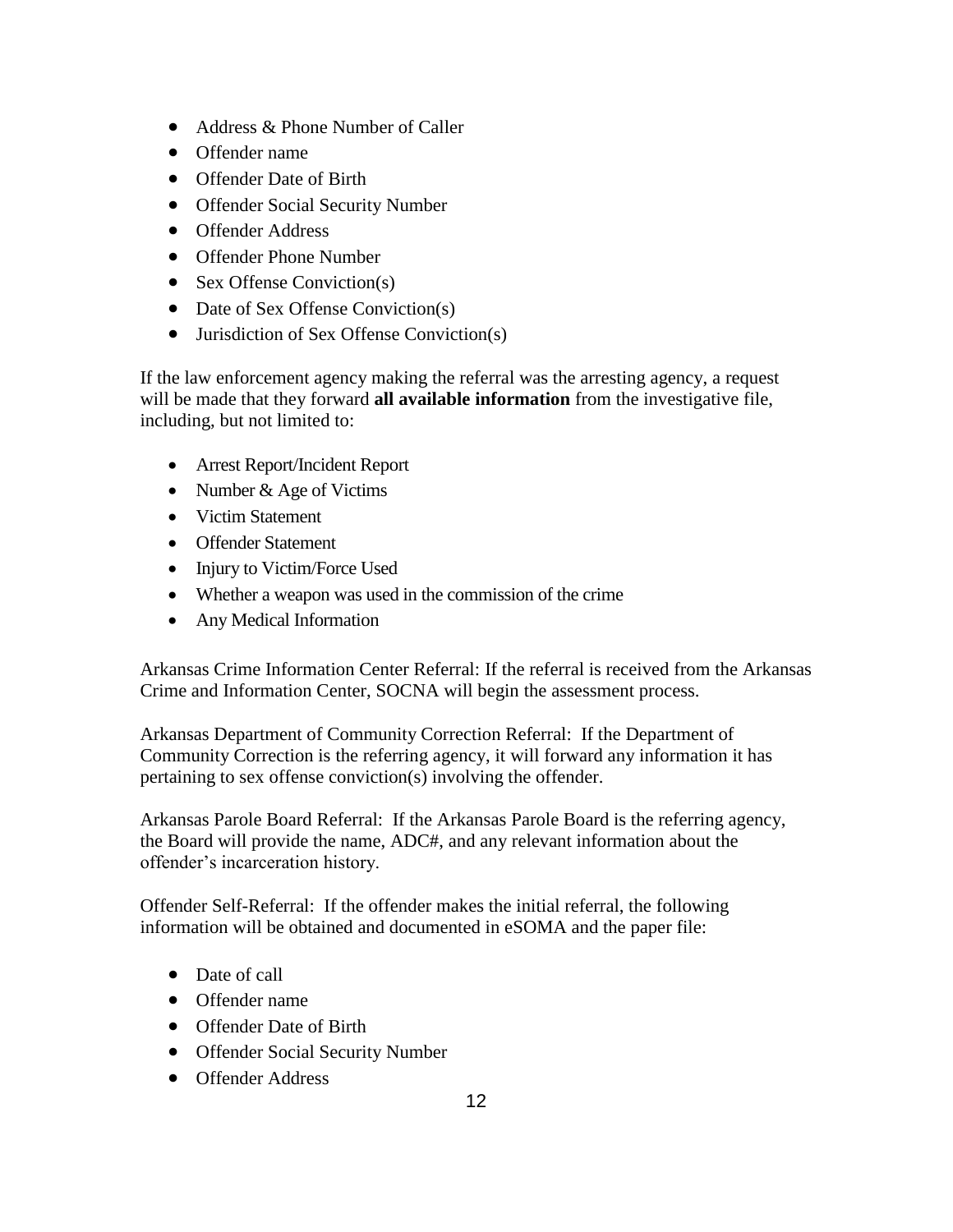- Address & Phone Number of Caller
- Offender name
- Offender Date of Birth
- Offender Social Security Number
- Offender Address
- Offender Phone Number
- Sex Offense Conviction(s)
- Date of Sex Offense Conviction(s)
- Jurisdiction of Sex Offense Conviction(s)

If the law enforcement agency making the referral was the arresting agency, a request will be made that they forward **all available information** from the investigative file, including, but not limited to:

- Arrest Report/Incident Report
- Number & Age of Victims
- Victim Statement
- Offender Statement
- Injury to Victim/Force Used
- Whether a weapon was used in the commission of the crime
- Any Medical Information

Arkansas Crime Information Center Referral: If the referral is received from the Arkansas Crime and Information Center, SOCNA will begin the assessment process.

Arkansas Department of Community Correction Referral: If the Department of Community Correction is the referring agency, it will forward any information it has pertaining to sex offense conviction(s) involving the offender.

Arkansas Parole Board Referral: If the Arkansas Parole Board is the referring agency, the Board will provide the name, ADC#, and any relevant information about the offender's incarceration history.

Offender Self-Referral: If the offender makes the initial referral, the following information will be obtained and documented in eSOMA and the paper file:

- Date of call
- Offender name
- Offender Date of Birth
- Offender Social Security Number
- Offender Address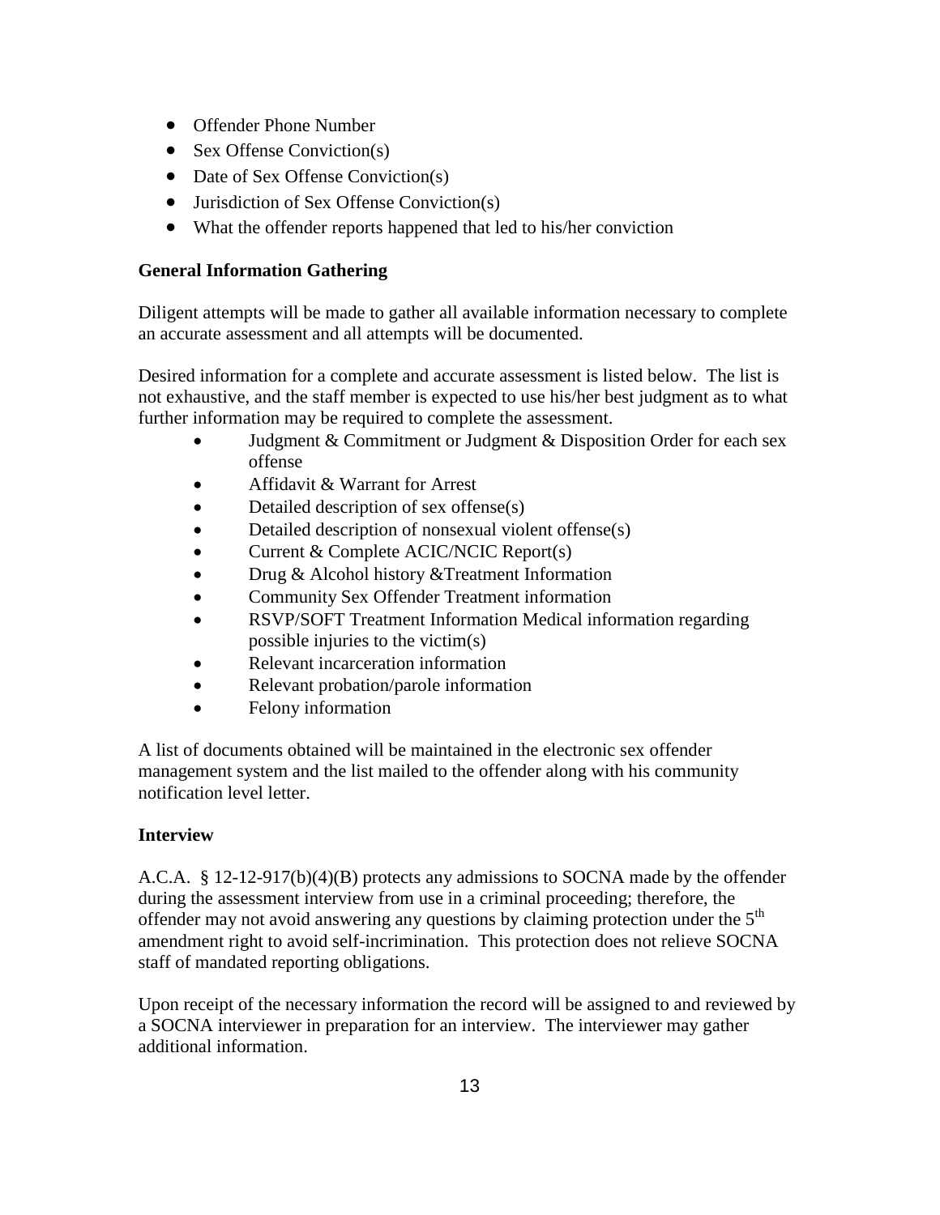- Offender Phone Number
- Sex Offense Conviction(s)
- Date of Sex Offense Conviction(s)
- Jurisdiction of Sex Offense Conviction(s)
- What the offender reports happened that led to his/her conviction

**General Information Gathering**

Diligent attempts will be made to gather all available information necessary to complete an accurate assessment and all attempts will be documented.

Desired information for a complete and accurate assessment is listed below. The list is not exhaustive, and the staff member is expected to use his/her best judgment as to what further information may be required to complete the assessment.

- Judgment & Commitment or Judgment & Disposition Order for each sex offense
- Affidavit & Warrant for Arrest
- Detailed description of sex offense(s)
- Detailed description of nonsexual violent offense(s)
- Current & Complete ACIC/NCIC Report(s)
- Drug & Alcohol history &Treatment Information
- Community Sex Offender Treatment information
- RSVP/SOFT Treatment Information Medical information regarding possible injuries to the victim(s)
- Relevant incarceration information
- Relevant probation/parole information
- Felony information

A list of documents obtained will be maintained in the electronic sex offender management system and the list mailed to the offender along with his community notification level letter.

**Interview**

A.C.A. § 12-12-917(b)(4)(B) protects any admissions to SOCNA made by the offender during the assessment interview from use in a criminal proceeding; therefore, the offender may not avoid answering any questions by claiming protection under the 5th amendment right to avoid self-incrimination. This protection does not relieve SOCNA staff of mandated reporting obligations.

Upon receipt of the necessary information the record will be assigned to and reviewed by a SOCNA interviewer in preparation for an interview. The interviewer may gather additional information.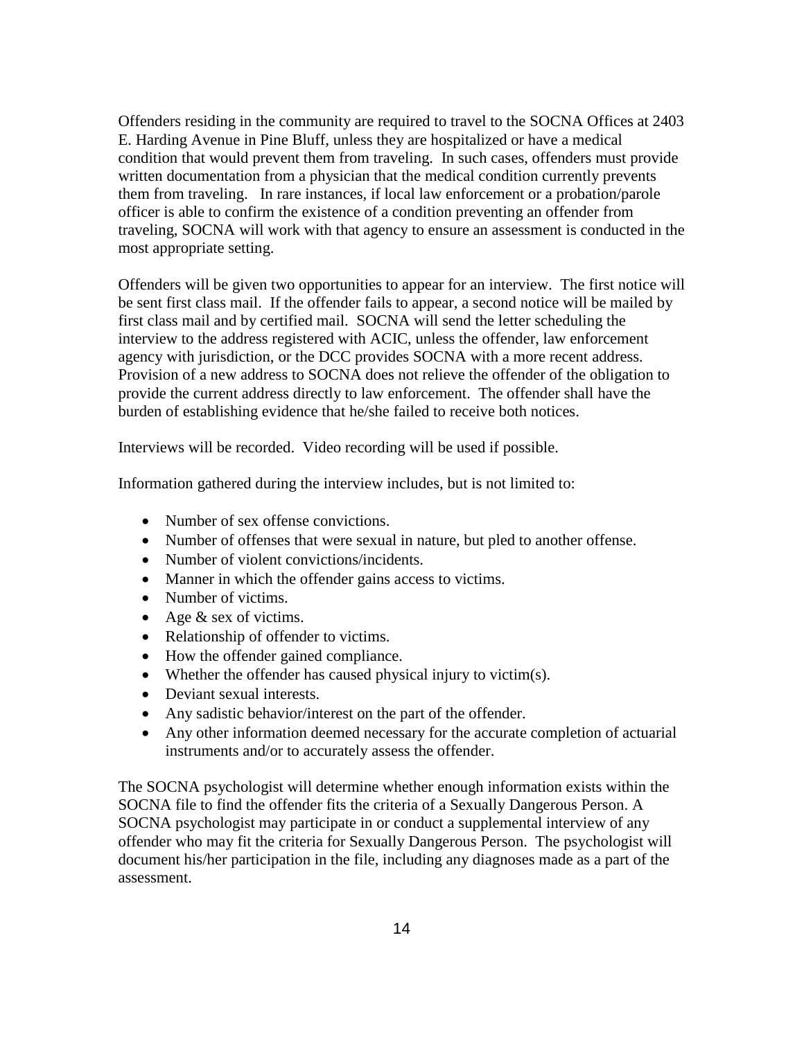Offenders residing in the community are required to travel to the SOCNA Offices at 2403 E. Harding Avenue in Pine Bluff, unless they are hospitalized or have a medical condition that would prevent them from traveling. In such cases, offenders must provide written documentation from a physician that the medical condition currently prevents them from traveling. In rare instances, if local law enforcement or a probation/parole officer is able to confirm the existence of a condition preventing an offender from traveling, SOCNA will work with that agency to ensure an assessment is conducted in the most appropriate setting.

Offenders will be given two opportunities to appear for an interview. The first notice will be sent first class mail. If the offender fails to appear, a second notice will be mailed by first class mail and by certified mail. SOCNA will send the letter scheduling the interview to the address registered with ACIC, unless the offender, law enforcement agency with jurisdiction, or the DCC provides SOCNA with a more recent address. Provision of a new address to SOCNA does not relieve the offender of the obligation to provide the current address directly to law enforcement. The offender shall have the burden of establishing evidence that he/she failed to receive both notices.

Interviews will be recorded. Video recording will be used if possible.

Information gathered during the interview includes, but is not limited to:

- Number of sex offense convictions.
- Number of offenses that were sexual in nature, but pled to another offense.
- Number of violent convictions/incidents.
- Manner in which the offender gains access to victims.
- Number of victims.
- Age & sex of victims.
- Relationship of offender to victims.
- How the offender gained compliance.
- Whether the offender has caused physical injury to victim(s).
- Deviant sexual interests.
- Any sadistic behavior/interest on the part of the offender.
- Any other information deemed necessary for the accurate completion of actuarial instruments and/or to accurately assess the offender.

The SOCNA psychologist will determine whether enough information exists within the SOCNA file to find the offender fits the criteria of a Sexually Dangerous Person. A SOCNA psychologist may participate in or conduct a supplemental interview of any offender who may fit the criteria for Sexually Dangerous Person. The psychologist will document his/her participation in the file, including any diagnoses made as a part of the assessment.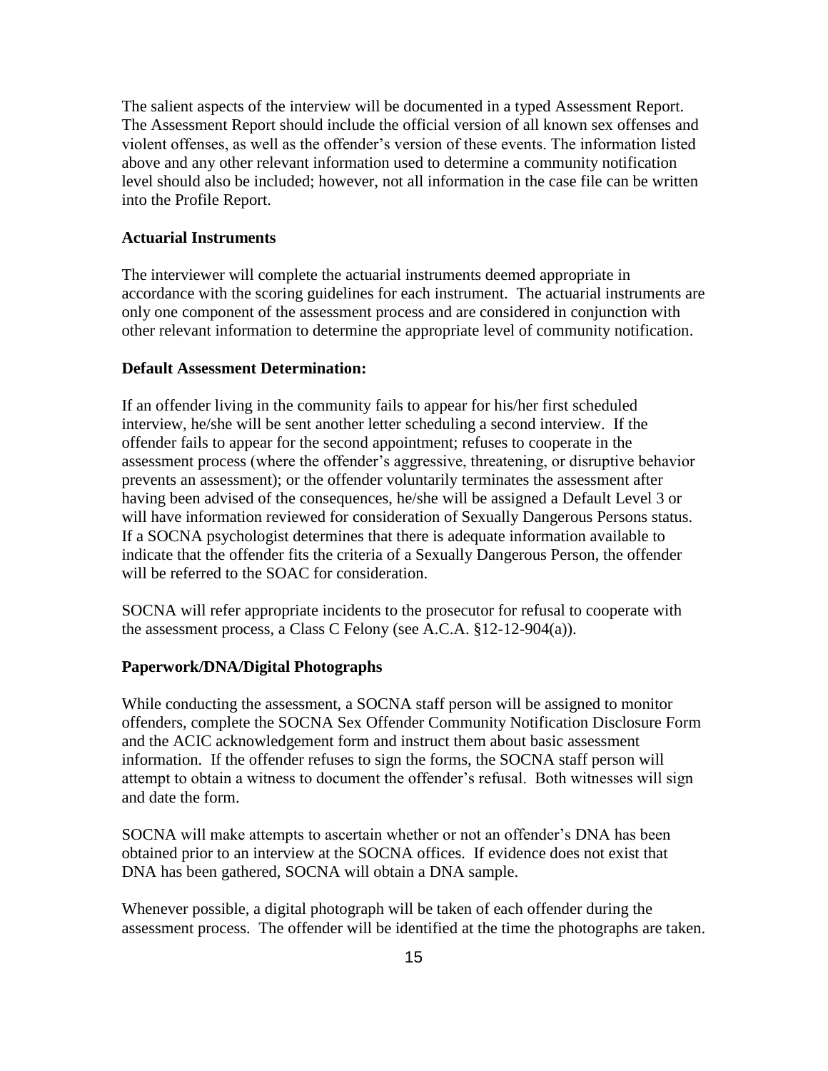The salient aspects of the interview will be documented in a typed Assessment Report. The Assessment Report should include the official version of all known sex offenses and violent offenses, as well as the offender's version of these events. The information listed above and any other relevant information used to determine a community notification level should also be included; however, not all information in the case file can be written into the Profile Report.

**Actuarial Instruments**

The interviewer will complete the actuarial instruments deemed appropriate in accordance with the scoring guidelines for each instrument. The actuarial instruments are only one component of the assessment process and are considered in conjunction with other relevant information to determine the appropriate level of community notification.

**Default Assessment Determination:**

If an offender living in the community fails to appear for his/her first scheduled interview, he/she will be sent another letter scheduling a second interview. If the offender fails to appear for the second appointment; refuses to cooperate in the assessment process (where the offender's aggressive, threatening, or disruptive behavior prevents an assessment); or the offender voluntarily terminates the assessment after having been advised of the consequences, he/she will be assigned a Default Level 3 or will have information reviewed for consideration of Sexually Dangerous Persons status. If a SOCNA psychologist determines that there is adequate information available to indicate that the offender fits the criteria of a Sexually Dangerous Person, the offender will be referred to the SOAC for consideration.

SOCNA will refer appropriate incidents to the prosecutor for refusal to cooperate with the assessment process, a Class C Felony (see A.C.A. §12-12-904(a)).

**Paperwork/DNA/Digital Photographs**

While conducting the assessment, a SOCNA staff person will be assigned to monitor offenders, complete the SOCNA Sex Offender Community Notification Disclosure Form and the ACIC acknowledgement form and instruct them about basic assessment information. If the offender refuses to sign the forms, the SOCNA staff person will attempt to obtain a witness to document the offender's refusal. Both witnesses will sign and date the form.

SOCNA will make attempts to ascertain whether or not an offender's DNA has been obtained prior to an interview at the SOCNA offices. If evidence does not exist that DNA has been gathered, SOCNA will obtain a DNA sample.

Whenever possible, a digital photograph will be taken of each offender during the assessment process. The offender will be identified at the time the photographs are taken.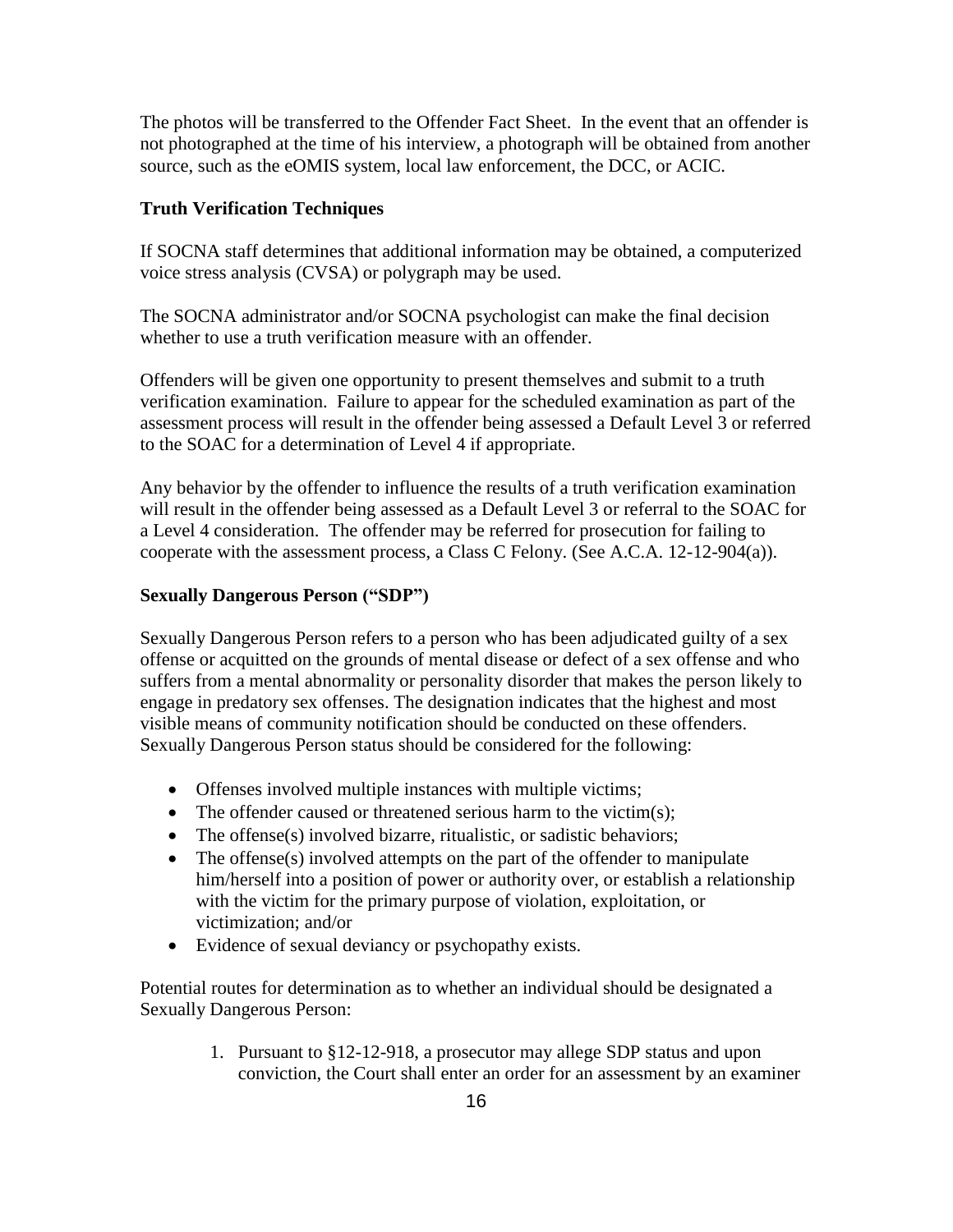The photos will be transferred to the Offender Fact Sheet. In the event that an offender is not photographed at the time of his interview, a photograph will be obtained from another source, such as the eOMIS system, local law enforcement, the DCC, or ACIC.

**Truth Verification Techniques**

If SOCNA staff determines that additional information may be obtained, a computerized voice stress analysis (CVSA) or polygraph may be used.

The SOCNA administrator and/or SOCNA psychologist can make the final decision whether to use a truth verification measure with an offender.

Offenders will be given one opportunity to present themselves and submit to a truth verification examination. Failure to appear for the scheduled examination as part of the assessment process will result in the offender being assessed a Default Level 3 or referred to the SOAC for a determination of Level 4 if appropriate.

Any behavior by the offender to influence the results of a truth verification examination will result in the offender being assessed as a Default Level 3 or referral to the SOAC for a Level 4 consideration. The offender may be referred for prosecution for failing to cooperate with the assessment process, a Class C Felony. (See A.C.A. 12-12-904(a)).

**Sexually Dangerous Person ("SDP")**

Sexually Dangerous Person refers to a person who has been adjudicated guilty of a sex offense or acquitted on the grounds of mental disease or defect of a sex offense and who suffers from a mental abnormality or personality disorder that makes the person likely to engage in predatory sex offenses. The designation indicates that the highest and most visible means of community notification should be conducted on these offenders. Sexually Dangerous Person status should be considered for the following:

- Offenses involved multiple instances with multiple victims;
- The offender caused or threatened serious harm to the victim(s);
- The offense(s) involved bizarre, ritualistic, or sadistic behaviors;
- The offense(s) involved attempts on the part of the offender to manipulate him/herself into a position of power or authority over, or establish a relationship with the victim for the primary purpose of violation, exploitation, or victimization; and/or
- Evidence of sexual deviancy or psychopathy exists.

Potential routes for determination as to whether an individual should be designated a Sexually Dangerous Person:

1. Pursuant to §12-12-918, a prosecutor may allege SDP status and upon conviction, the Court shall enter an order for an assessment by an examiner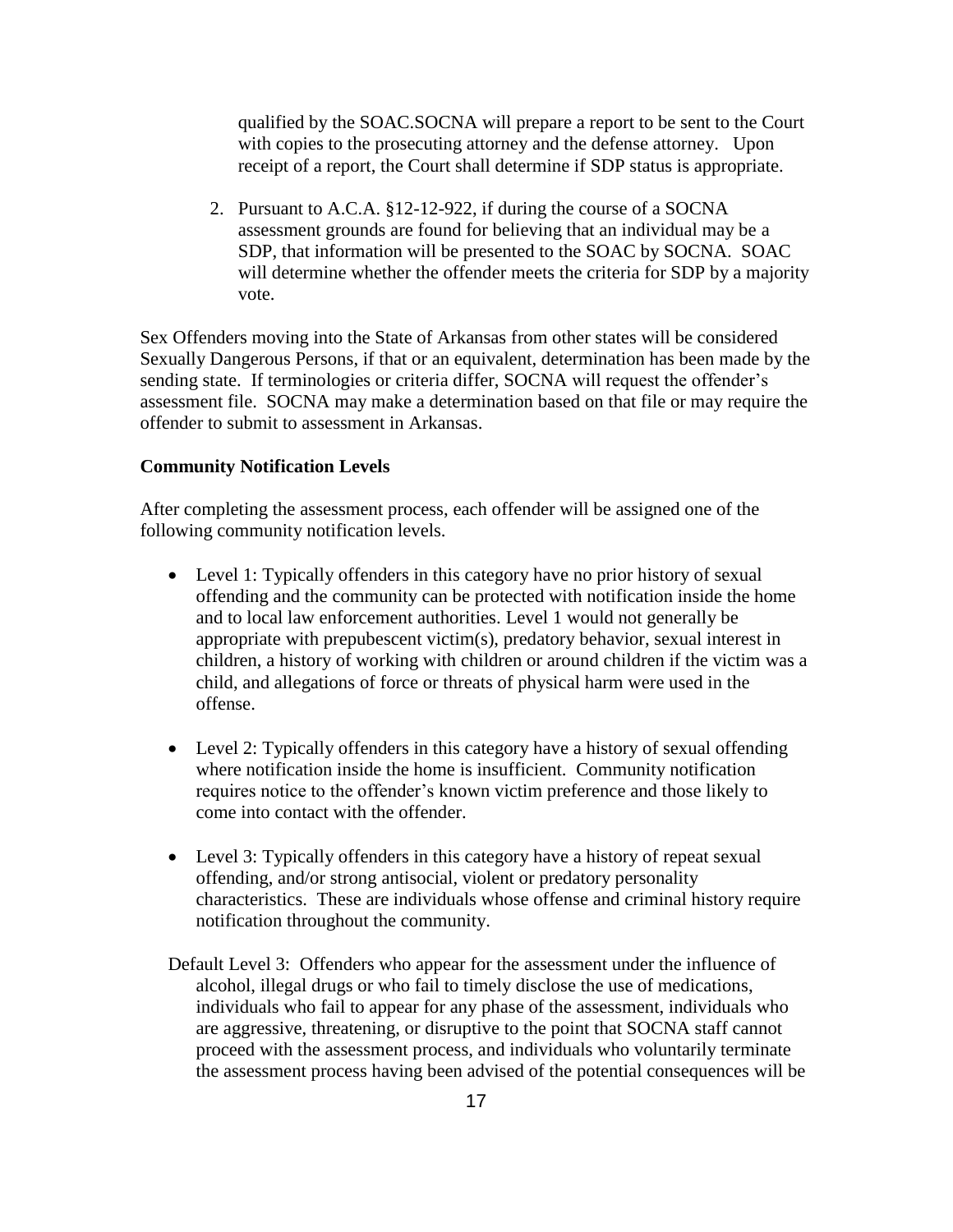qualified by the SOAC.SOCNA will prepare a report to be sent to the Court with copies to the prosecuting attorney and the defense attorney. Upon receipt of a report, the Court shall determine if SDP status is appropriate.

2. Pursuant to A.C.A. §12-12-922, if during the course of a SOCNA assessment grounds are found for believing that an individual may be a SDP, that information will be presented to the SOAC by SOCNA. SOAC will determine whether the offender meets the criteria for SDP by a majority vote.

Sex Offenders moving into the State of Arkansas from other states will be considered Sexually Dangerous Persons, if that or an equivalent, determination has been made by the sending state. If terminologies or criteria differ, SOCNA will request the offender's assessment file. SOCNA may make a determination based on that file or may require the offender to submit to assessment in Arkansas.

**Community Notification Levels**

After completing the assessment process, each offender will be assigned one of the following community notification levels.

- Level 1: Typically offenders in this category have no prior history of sexual offending and the community can be protected with notification inside the home and to local law enforcement authorities. Level 1 would not generally be appropriate with prepubescent victim(s), predatory behavior, sexual interest in children, a history of working with children or around children if the victim was a child, and allegations of force or threats of physical harm were used in the offense.

- Level 2: Typically offenders in this category have a history of sexual offending where notification inside the home is insufficient. Community notification requires notice to the offender's known victim preference and those likely to come into contact with the offender.

- Level 3: Typically offenders in this category have a history of repeat sexual offending, and/or strong antisocial, violent or predatory personality characteristics. These are individuals whose offense and criminal history require notification throughout the community.

Default Level 3: Offenders who appear for the assessment under the influence of alcohol, illegal drugs or who fail to timely disclose the use of medications, individuals who fail to appear for any phase of the assessment, individuals who are aggressive, threatening, or disruptive to the point that SOCNA staff cannot proceed with the assessment process, and individuals who voluntarily terminate the assessment process having been advised of the potential consequences will be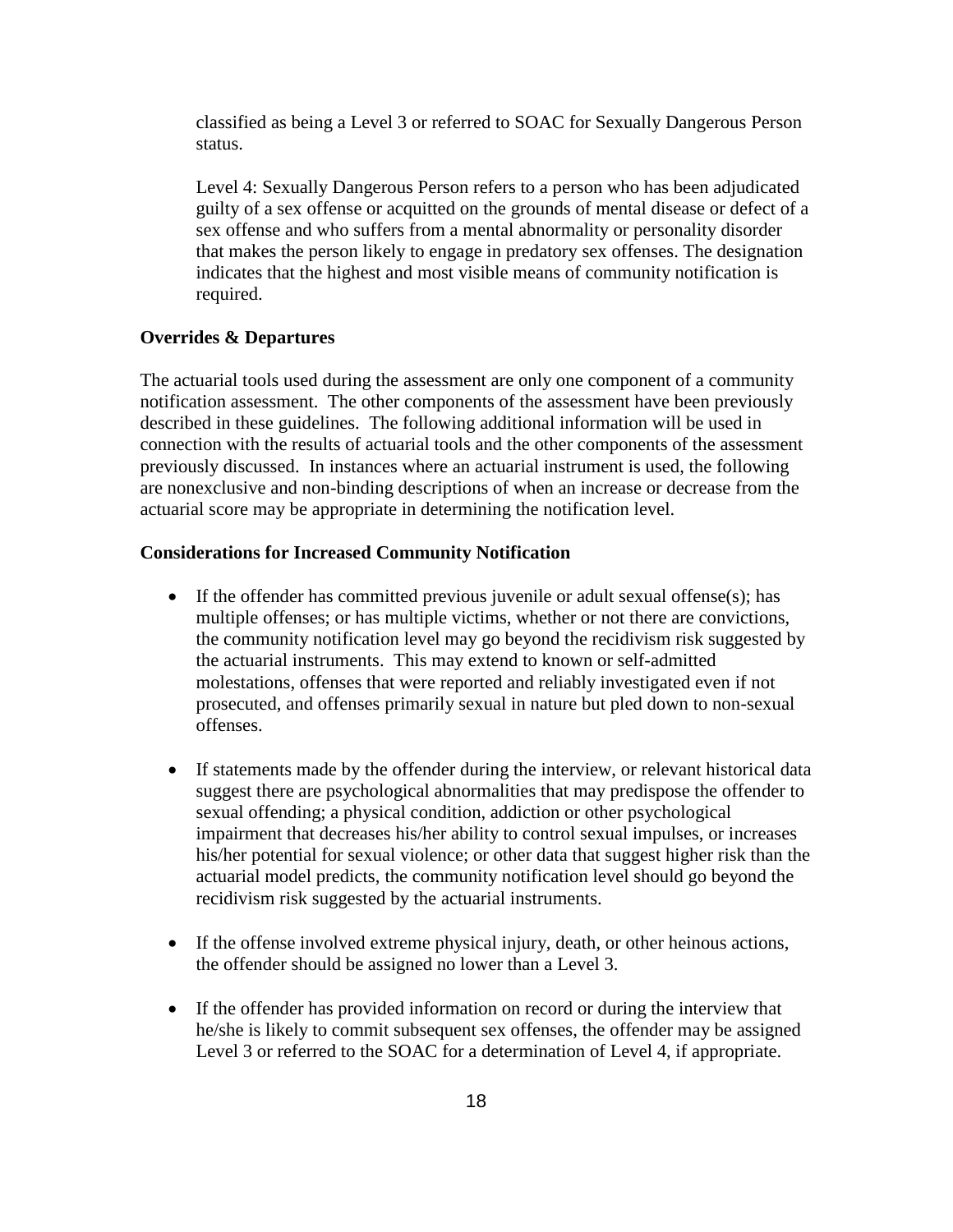classified as being a Level 3 or referred to SOAC for Sexually Dangerous Person status.

Level 4: Sexually Dangerous Person refers to a person who has been adjudicated guilty of a sex offense or acquitted on the grounds of mental disease or defect of a sex offense and who suffers from a mental abnormality or personality disorder that makes the person likely to engage in predatory sex offenses. The designation indicates that the highest and most visible means of community notification is required.

**Overrides & Departures**

The actuarial tools used during the assessment are only one component of a community notification assessment. The other components of the assessment have been previously described in these guidelines. The following additional information will be used in connection with the results of actuarial tools and the other components of the assessment previously discussed. In instances where an actuarial instrument is used, the following are nonexclusive and non-binding descriptions of when an increase or decrease from the actuarial score may be appropriate in determining the notification level.

**Considerations for Increased Community Notification**

- If the offender has committed previous juvenile or adult sexual offense(s); has multiple offenses; or has multiple victims, whether or not there are convictions, the community notification level may go beyond the recidivism risk suggested by the actuarial instruments. This may extend to known or self-admitted molestations, offenses that were reported and reliably investigated even if not prosecuted, and offenses primarily sexual in nature but pled down to non-sexual offenses.

- If statements made by the offender during the interview, or relevant historical data suggest there are psychological abnormalities that may predispose the offender to sexual offending; a physical condition, addiction or other psychological impairment that decreases his/her ability to control sexual impulses, or increases his/her potential for sexual violence; or other data that suggest higher risk than the actuarial model predicts, the community notification level should go beyond the recidivism risk suggested by the actuarial instruments.

- If the offense involved extreme physical injury, death, or other heinous actions, the offender should be assigned no lower than a Level 3.

- If the offender has provided information on record or during the interview that he/she is likely to commit subsequent sex offenses, the offender may be assigned Level 3 or referred to the SOAC for a determination of Level 4, if appropriate.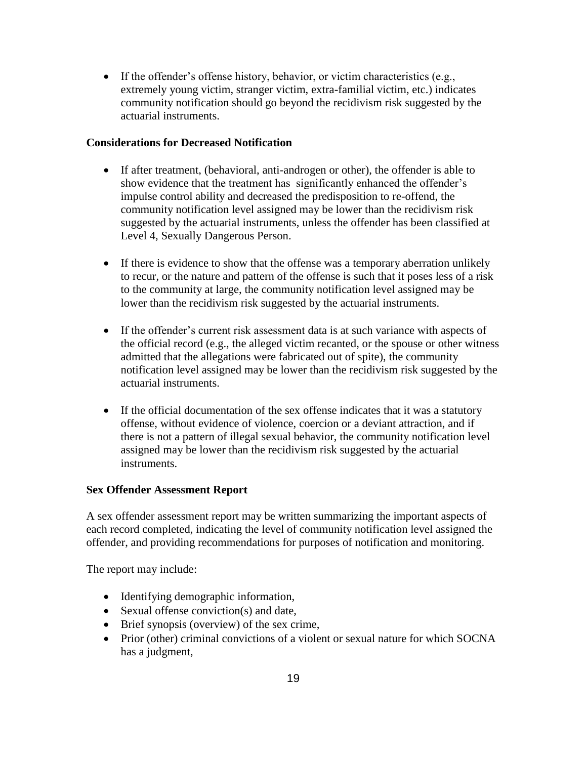- If the offender's offense history, behavior, or victim characteristics (e.g., extremely young victim, stranger victim, extra-familial victim, etc.) indicates community notification should go beyond the recidivism risk suggested by the actuarial instruments.

**Considerations for Decreased Notification**

- If after treatment, (behavioral, anti-androgen or other), the offender is able to show evidence that the treatment has significantly enhanced the offender's impulse control ability and decreased the predisposition to re-offend, the community notification level assigned may be lower than the recidivism risk suggested by the actuarial instruments, unless the offender has been classified at Level 4, Sexually Dangerous Person.

- If there is evidence to show that the offense was a temporary aberration unlikely to recur, or the nature and pattern of the offense is such that it poses less of a risk to the community at large, the community notification level assigned may be lower than the recidivism risk suggested by the actuarial instruments.

- If the offender's current risk assessment data is at such variance with aspects of the official record (e.g., the alleged victim recanted, or the spouse or other witness admitted that the allegations were fabricated out of spite), the community notification level assigned may be lower than the recidivism risk suggested by the actuarial instruments.

- If the official documentation of the sex offense indicates that it was a statutory offense, without evidence of violence, coercion or a deviant attraction, and if there is not a pattern of illegal sexual behavior, the community notification level assigned may be lower than the recidivism risk suggested by the actuarial instruments.

**Sex Offender Assessment Report**

A sex offender assessment report may be written summarizing the important aspects of each record completed, indicating the level of community notification level assigned the offender, and providing recommendations for purposes of notification and monitoring.

The report may include:

- Identifying demographic information,
- Sexual offense conviction(s) and date,
- Brief synopsis (overview) of the sex crime,
- Prior (other) criminal convictions of a violent or sexual nature for which SOCNA has a judgment,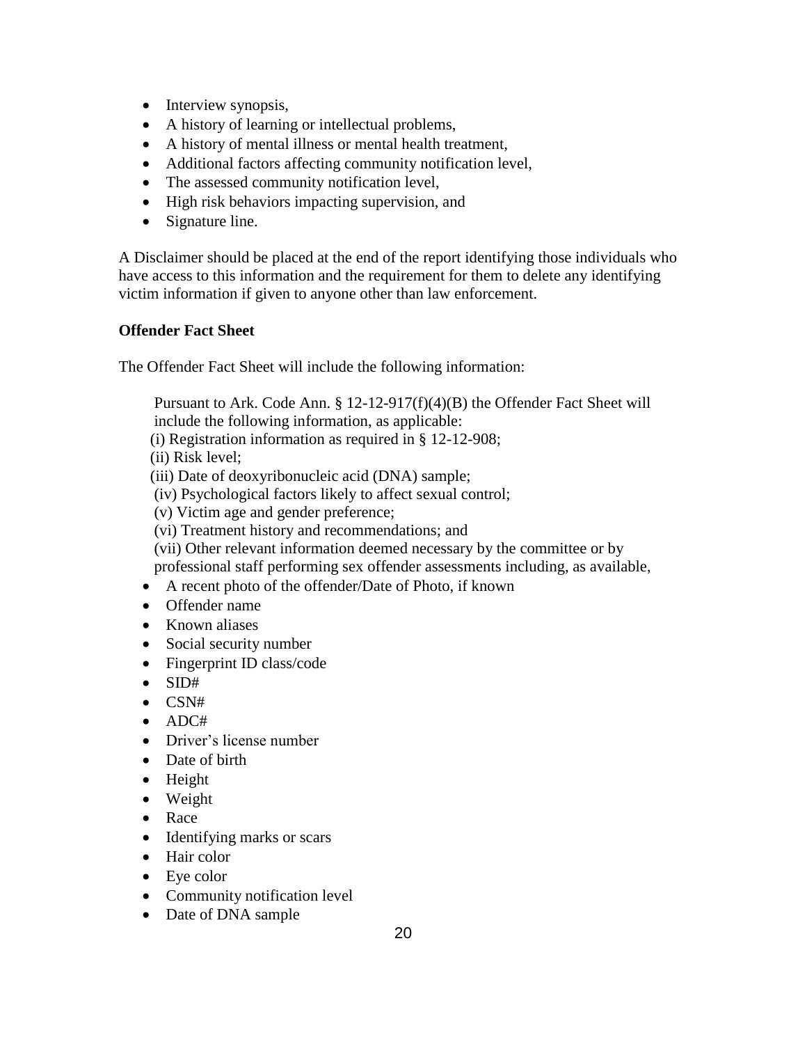- Interview synopsis,
- A history of learning or intellectual problems,
- A history of mental illness or mental health treatment,
- Additional factors affecting community notification level,
- The assessed community notification level,
- High risk behaviors impacting supervision, and
- Signature line.

A Disclaimer should be placed at the end of the report identifying those individuals who have access to this information and the requirement for them to delete any identifying victim information if given to anyone other than law enforcement.

**Offender Fact Sheet**

The Offender Fact Sheet will include the following information:

Pursuant to Ark. Code Ann. § 12-12-917(f)(4)(B) the Offender Fact Sheet will include the following information, as applicable:

(i) Registration information as required in § 12-12-908;

(ii) Risk level;

(iii) Date of deoxyribonucleic acid (DNA) sample;

(iv) Psychological factors likely to affect sexual control;

(v) Victim age and gender preference;

(vi) Treatment history and recommendations; and

(vii) Other relevant information deemed necessary by the committee or by professional staff performing sex offender assessments including, as available,

- A recent photo of the offender/Date of Photo, if known
- Offender name
- Known aliases
- Social security number
- Fingerprint ID class/code
- SID#
- CSN#
- ADC#
- Driver's license number
- Date of birth
- Height
- Weight
- Race
- Identifying marks or scars
- Hair color
- Eye color
- Community notification level
- Date of DNA sample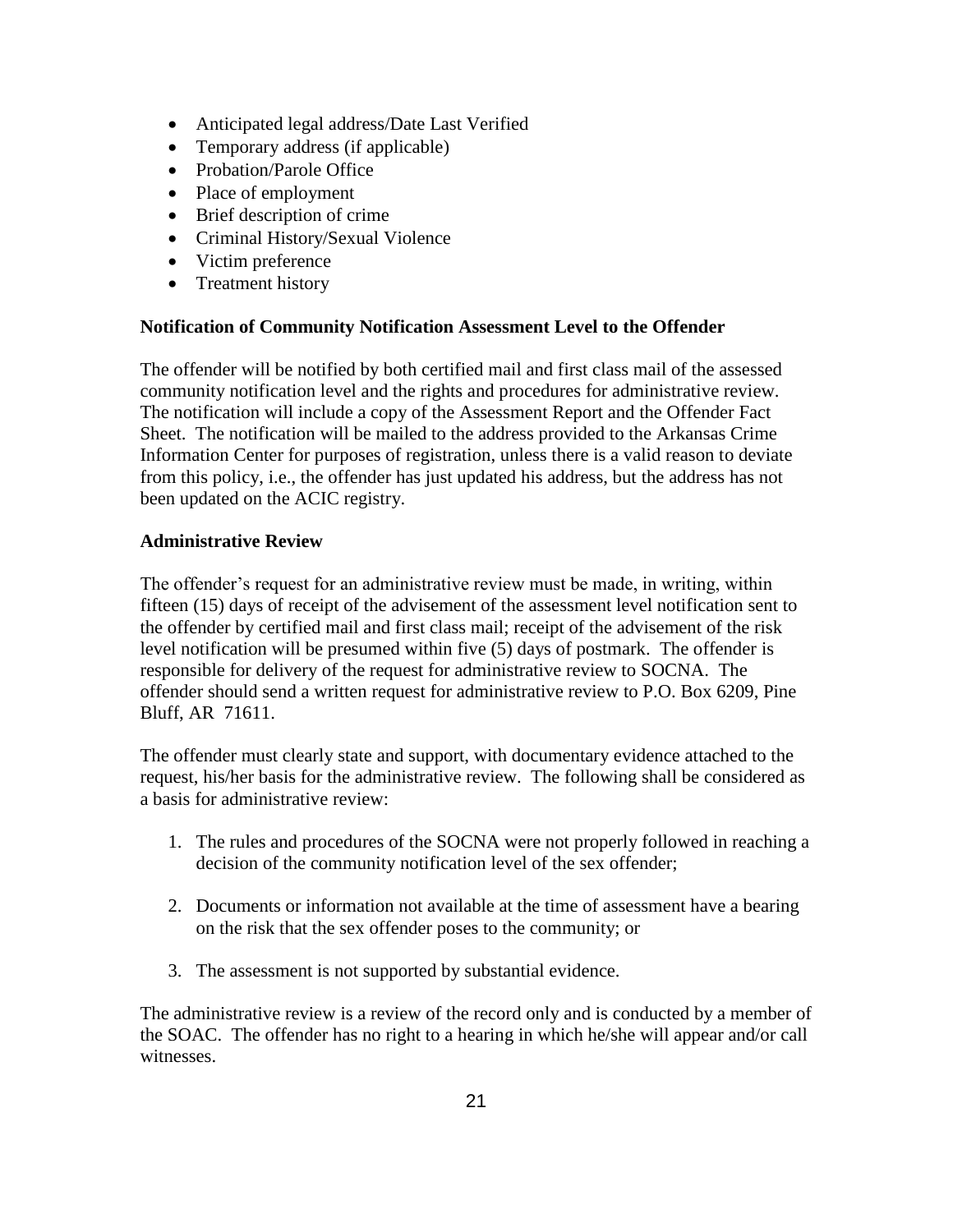- Anticipated legal address/Date Last Verified
- Temporary address (if applicable)
- Probation/Parole Office
- Place of employment
- Brief description of crime
- Criminal History/Sexual Violence
- Victim preference
- Treatment history

**Notification of Community Notification Assessment Level to the Offender**

The offender will be notified by both certified mail and first class mail of the assessed community notification level and the rights and procedures for administrative review. The notification will include a copy of the Assessment Report and the Offender Fact Sheet. The notification will be mailed to the address provided to the Arkansas Crime Information Center for purposes of registration, unless there is a valid reason to deviate from this policy, i.e., the offender has just updated his address, but the address has not been updated on the ACIC registry.

**Administrative Review**

The offender's request for an administrative review must be made, in writing, within fifteen (15) days of receipt of the advisement of the assessment level notification sent to the offender by certified mail and first class mail; receipt of the advisement of the risk level notification will be presumed within five (5) days of postmark. The offender is responsible for delivery of the request for administrative review to SOCNA. The offender should send a written request for administrative review to P.O. Box 6209, Pine Bluff, AR 71611.

The offender must clearly state and support, with documentary evidence attached to the request, his/her basis for the administrative review. The following shall be considered as a basis for administrative review:

1. The rules and procedures of the SOCNA were not properly followed in reaching a decision of the community notification level of the sex offender;

2. Documents or information not available at the time of assessment have a bearing on the risk that the sex offender poses to the community; or

3. The assessment is not supported by substantial evidence.

The administrative review is a review of the record only and is conducted by a member of the SOAC. The offender has no right to a hearing in which he/she will appear and/or call witnesses.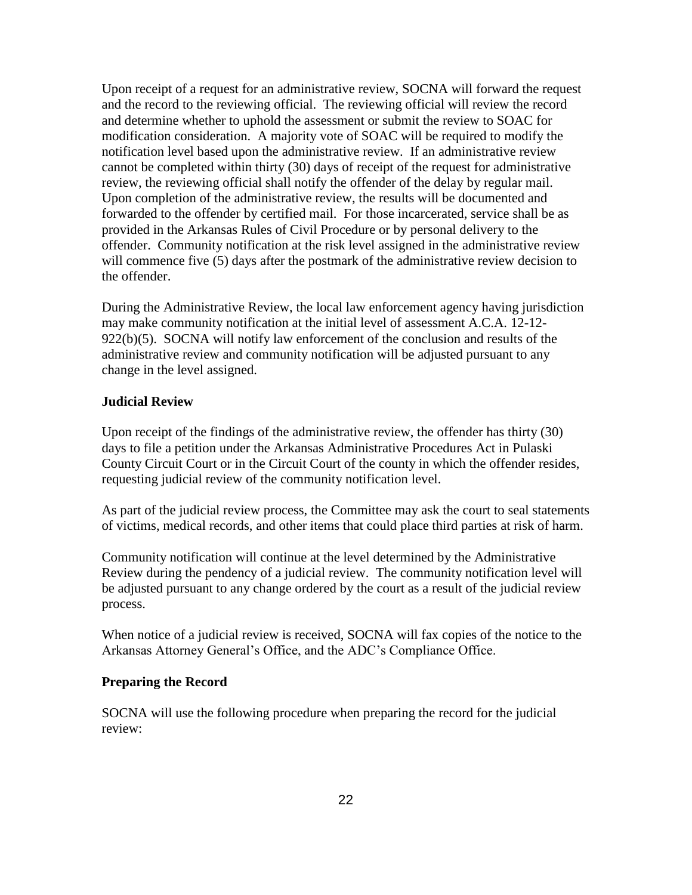Upon receipt of a request for an administrative review, SOCNA will forward the request and the record to the reviewing official. The reviewing official will review the record and determine whether to uphold the assessment or submit the review to SOAC for modification consideration. A majority vote of SOAC will be required to modify the notification level based upon the administrative review. If an administrative review cannot be completed within thirty (30) days of receipt of the request for administrative review, the reviewing official shall notify the offender of the delay by regular mail. Upon completion of the administrative review, the results will be documented and forwarded to the offender by certified mail. For those incarcerated, service shall be as provided in the Arkansas Rules of Civil Procedure or by personal delivery to the offender. Community notification at the risk level assigned in the administrative review will commence five (5) days after the postmark of the administrative review decision to the offender.

During the Administrative Review, the local law enforcement agency having jurisdiction may make community notification at the initial level of assessment A.C.A. 12-12-922(b)(5). SOCNA will notify law enforcement of the conclusion and results of the administrative review and community notification will be adjusted pursuant to any change in the level assigned.

### Judicial Review

Upon receipt of the findings of the administrative review, the offender has thirty (30) days to file a petition under the Arkansas Administrative Procedures Act in Pulaski County Circuit Court or in the Circuit Court of the county in which the offender resides, requesting judicial review of the community notification level.

As part of the judicial review process, the Committee may ask the court to seal statements of victims, medical records, and other items that could place third parties at risk of harm.

Community notification will continue at the level determined by the Administrative Review during the pendency of a judicial review. The community notification level will be adjusted pursuant to any change ordered by the court as a result of the judicial review process.

When notice of a judicial review is received, SOCNA will fax copies of the notice to the Arkansas Attorney General's Office, and the ADC's Compliance Office.

### Preparing the Record

SOCNA will use the following procedure when preparing the record for the judicial review: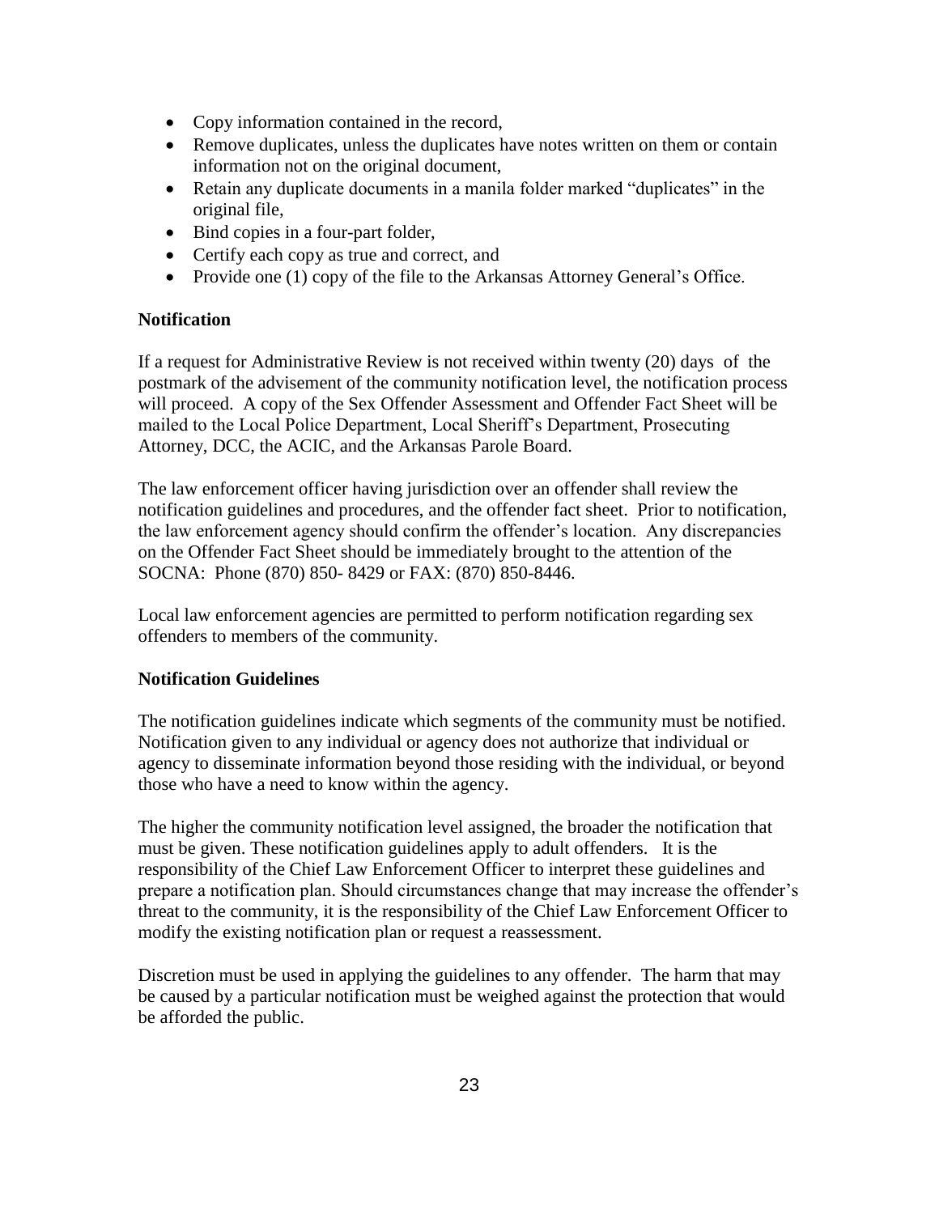- Copy information contained in the record,
- Remove duplicates, unless the duplicates have notes written on them or contain information not on the original document,
- Retain any duplicate documents in a manila folder marked "duplicates" in the original file,
- Bind copies in a four-part folder,
- Certify each copy as true and correct, and
- Provide one (1) copy of the file to the Arkansas Attorney General's Office.

**Notification**

If a request for Administrative Review is not received within twenty (20) days of the postmark of the advisement of the community notification level, the notification process will proceed. A copy of the Sex Offender Assessment and Offender Fact Sheet will be mailed to the Local Police Department, Local Sheriff's Department, Prosecuting Attorney, DCC, the ACIC, and the Arkansas Parole Board.

The law enforcement officer having jurisdiction over an offender shall review the notification guidelines and procedures, and the offender fact sheet. Prior to notification, the law enforcement agency should confirm the offender's location. Any discrepancies on the Offender Fact Sheet should be immediately brought to the attention of the SOCNA: Phone (870) 850- 8429 or FAX: (870) 850-8446.

Local law enforcement agencies are permitted to perform notification regarding sex offenders to members of the community.

**Notification Guidelines**

The notification guidelines indicate which segments of the community must be notified. Notification given to any individual or agency does not authorize that individual or agency to disseminate information beyond those residing with the individual, or beyond those who have a need to know within the agency.

The higher the community notification level assigned, the broader the notification that must be given. These notification guidelines apply to adult offenders. It is the responsibility of the Chief Law Enforcement Officer to interpret these guidelines and prepare a notification plan. Should circumstances change that may increase the offender's threat to the community, it is the responsibility of the Chief Law Enforcement Officer to modify the existing notification plan or request a reassessment.

Discretion must be used in applying the guidelines to any offender. The harm that may be caused by a particular notification must be weighed against the protection that would be afforded the public.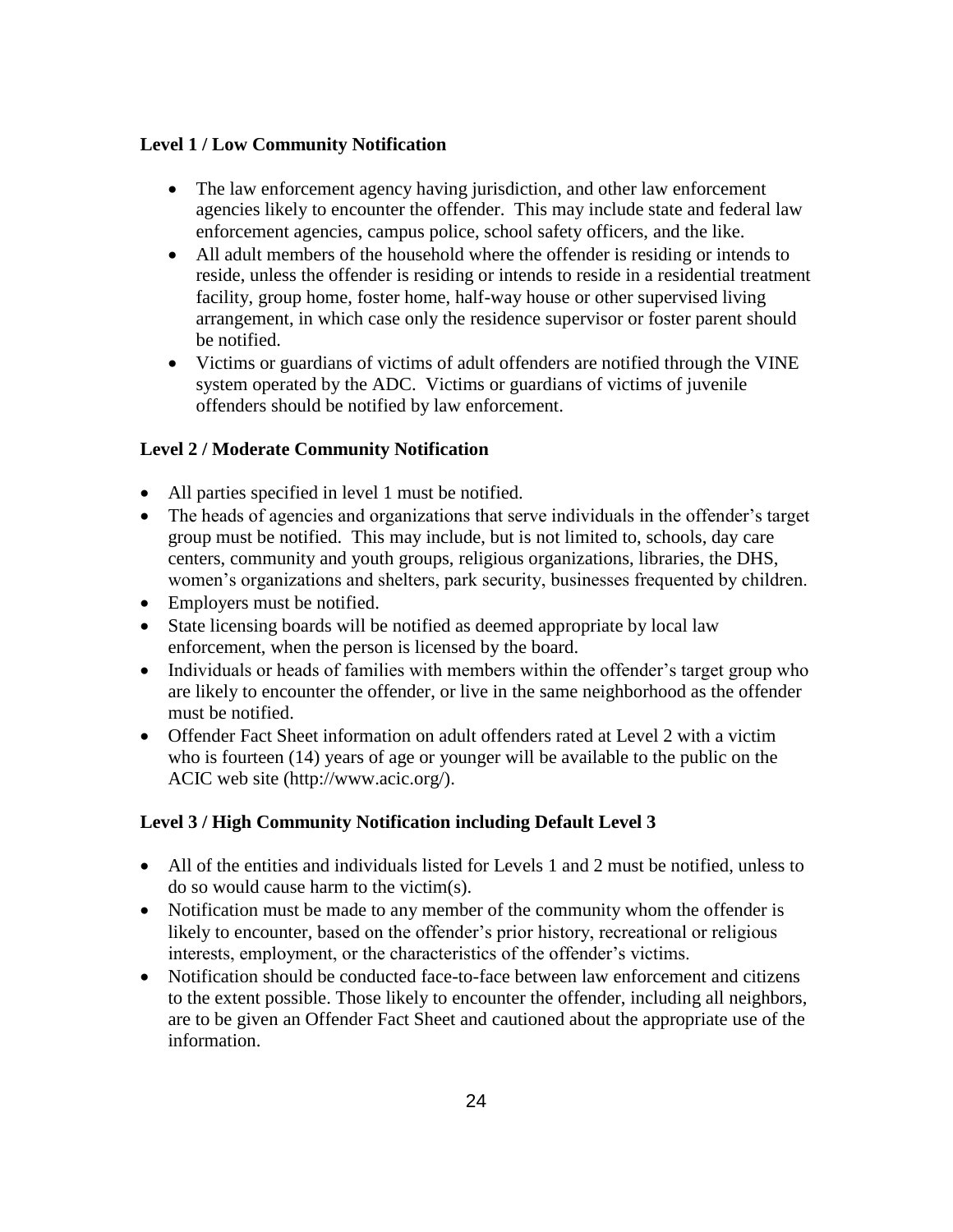**Level 1 / Low Community Notification**

- The law enforcement agency having jurisdiction, and other law enforcement agencies likely to encounter the offender. This may include state and federal law enforcement agencies, campus police, school safety officers, and the like.
- All adult members of the household where the offender is residing or intends to reside, unless the offender is residing or intends to reside in a residential treatment facility, group home, foster home, half-way house or other supervised living arrangement, in which case only the residence supervisor or foster parent should be notified.
- Victims or guardians of victims of adult offenders are notified through the VINE system operated by the ADC. Victims or guardians of victims of juvenile offenders should be notified by law enforcement.

**Level 2 / Moderate Community Notification**

- All parties specified in level 1 must be notified.
- The heads of agencies and organizations that serve individuals in the offender's target group must be notified. This may include, but is not limited to, schools, day care centers, community and youth groups, religious organizations, libraries, the DHS, women's organizations and shelters, park security, businesses frequented by children.
- Employers must be notified.
- State licensing boards will be notified as deemed appropriate by local law enforcement, when the person is licensed by the board.
- Individuals or heads of families with members within the offender's target group who are likely to encounter the offender, or live in the same neighborhood as the offender must be notified.
- Offender Fact Sheet information on adult offenders rated at Level 2 with a victim who is fourteen (14) years of age or younger will be available to the public on the ACIC web site (http://www.acic.org/).

**Level 3 / High Community Notification including Default Level 3**

- All of the entities and individuals listed for Levels 1 and 2 must be notified, unless to do so would cause harm to the victim(s).
- Notification must be made to any member of the community whom the offender is likely to encounter, based on the offender's prior history, recreational or religious interests, employment, or the characteristics of the offender's victims.
- Notification should be conducted face-to-face between law enforcement and citizens to the extent possible. Those likely to encounter the offender, including all neighbors, are to be given an Offender Fact Sheet and cautioned about the appropriate use of the information.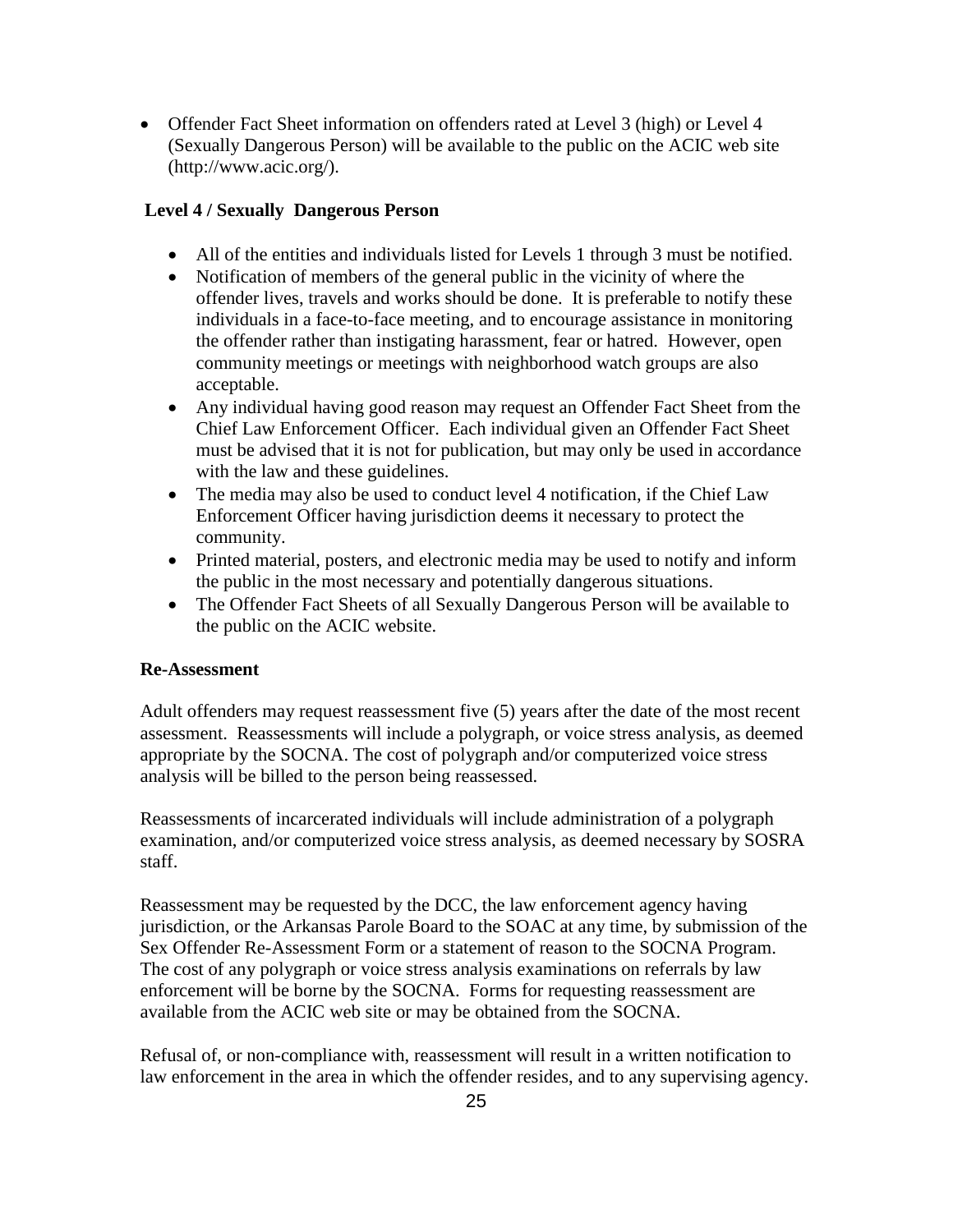- Offender Fact Sheet information on offenders rated at Level 3 (high) or Level 4 (Sexually Dangerous Person) will be available to the public on the ACIC web site (http://www.acic.org/).

**Level 4 / Sexually Dangerous Person**

- All of the entities and individuals listed for Levels 1 through 3 must be notified.
- Notification of members of the general public in the vicinity of where the offender lives, travels and works should be done. It is preferable to notify these individuals in a face-to-face meeting, and to encourage assistance in monitoring the offender rather than instigating harassment, fear or hatred. However, open community meetings or meetings with neighborhood watch groups are also acceptable.
- Any individual having good reason may request an Offender Fact Sheet from the Chief Law Enforcement Officer. Each individual given an Offender Fact Sheet must be advised that it is not for publication, but may only be used in accordance with the law and these guidelines.
- The media may also be used to conduct level 4 notification, if the Chief Law Enforcement Officer having jurisdiction deems it necessary to protect the community.
- Printed material, posters, and electronic media may be used to notify and inform the public in the most necessary and potentially dangerous situations.
- The Offender Fact Sheets of all Sexually Dangerous Person will be available to the public on the ACIC website.

**Re-Assessment**

Adult offenders may request reassessment five (5) years after the date of the most recent assessment. Reassessments will include a polygraph, or voice stress analysis, as deemed appropriate by the SOCNA. The cost of polygraph and/or computerized voice stress analysis will be billed to the person being reassessed.

Reassessments of incarcerated individuals will include administration of a polygraph examination, and/or computerized voice stress analysis, as deemed necessary by SOSRA staff.

Reassessment may be requested by the DCC, the law enforcement agency having jurisdiction, or the Arkansas Parole Board to the SOAC at any time, by submission of the Sex Offender Re-Assessment Form or a statement of reason to the SOCNA Program. The cost of any polygraph or voice stress analysis examinations on referrals by law enforcement will be borne by the SOCNA. Forms for requesting reassessment are available from the ACIC web site or may be obtained from the SOCNA.

Refusal of, or non-compliance with, reassessment will result in a written notification to law enforcement in the area in which the offender resides, and to any supervising agency.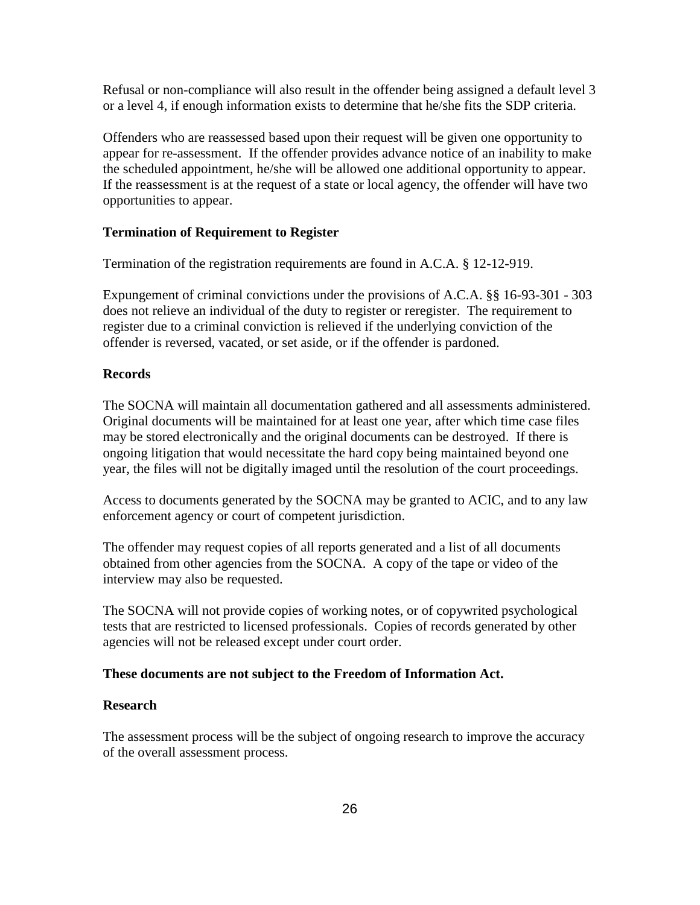Refusal or non-compliance will also result in the offender being assigned a default level 3 or a level 4, if enough information exists to determine that he/she fits the SDP criteria.

Offenders who are reassessed based upon their request will be given one opportunity to appear for re-assessment. If the offender provides advance notice of an inability to make the scheduled appointment, he/she will be allowed one additional opportunity to appear. If the reassessment is at the request of a state or local agency, the offender will have two opportunities to appear.

**Termination of Requirement to Register**

Termination of the registration requirements are found in A.C.A. § 12-12-919.

Expungement of criminal convictions under the provisions of A.C.A. §§ 16-93-301 - 303 does not relieve an individual of the duty to register or reregister. The requirement to register due to a criminal conviction is relieved if the underlying conviction of the offender is reversed, vacated, or set aside, or if the offender is pardoned.

**Records**

The SOCNA will maintain all documentation gathered and all assessments administered. Original documents will be maintained for at least one year, after which time case files may be stored electronically and the original documents can be destroyed. If there is ongoing litigation that would necessitate the hard copy being maintained beyond one year, the files will not be digitally imaged until the resolution of the court proceedings.

Access to documents generated by the SOCNA may be granted to ACIC, and to any law enforcement agency or court of competent jurisdiction.

The offender may request copies of all reports generated and a list of all documents obtained from other agencies from the SOCNA. A copy of the tape or video of the interview may also be requested.

The SOCNA will not provide copies of working notes, or of copywrited psychological tests that are restricted to licensed professionals. Copies of records generated by other agencies will not be released except under court order.

**These documents are not subject to the Freedom of Information Act.**

**Research**

The assessment process will be the subject of ongoing research to improve the accuracy of the overall assessment process.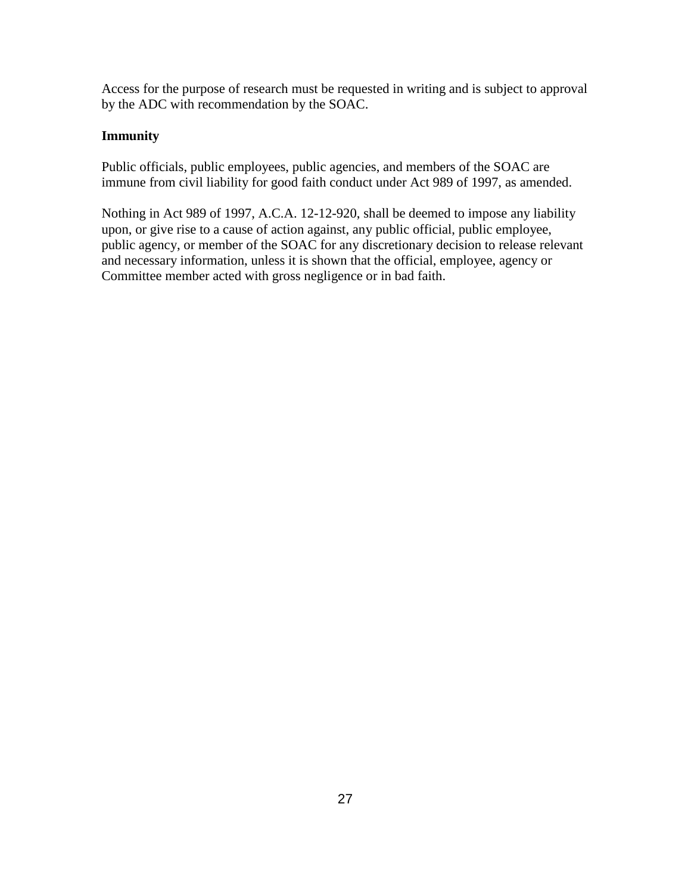Access for the purpose of research must be requested in writing and is subject to approval by the ADC with recommendation by the SOAC.

**Immunity**

Public officials, public employees, public agencies, and members of the SOAC are immune from civil liability for good faith conduct under Act 989 of 1997, as amended.

Nothing in Act 989 of 1997, A.C.A. 12-12-920, shall be deemed to impose any liability upon, or give rise to a cause of action against, any public official, public employee, public agency, or member of the SOAC for any discretionary decision to release relevant and necessary information, unless it is shown that the official, employee, agency or Committee member acted with gross negligence or in bad faith.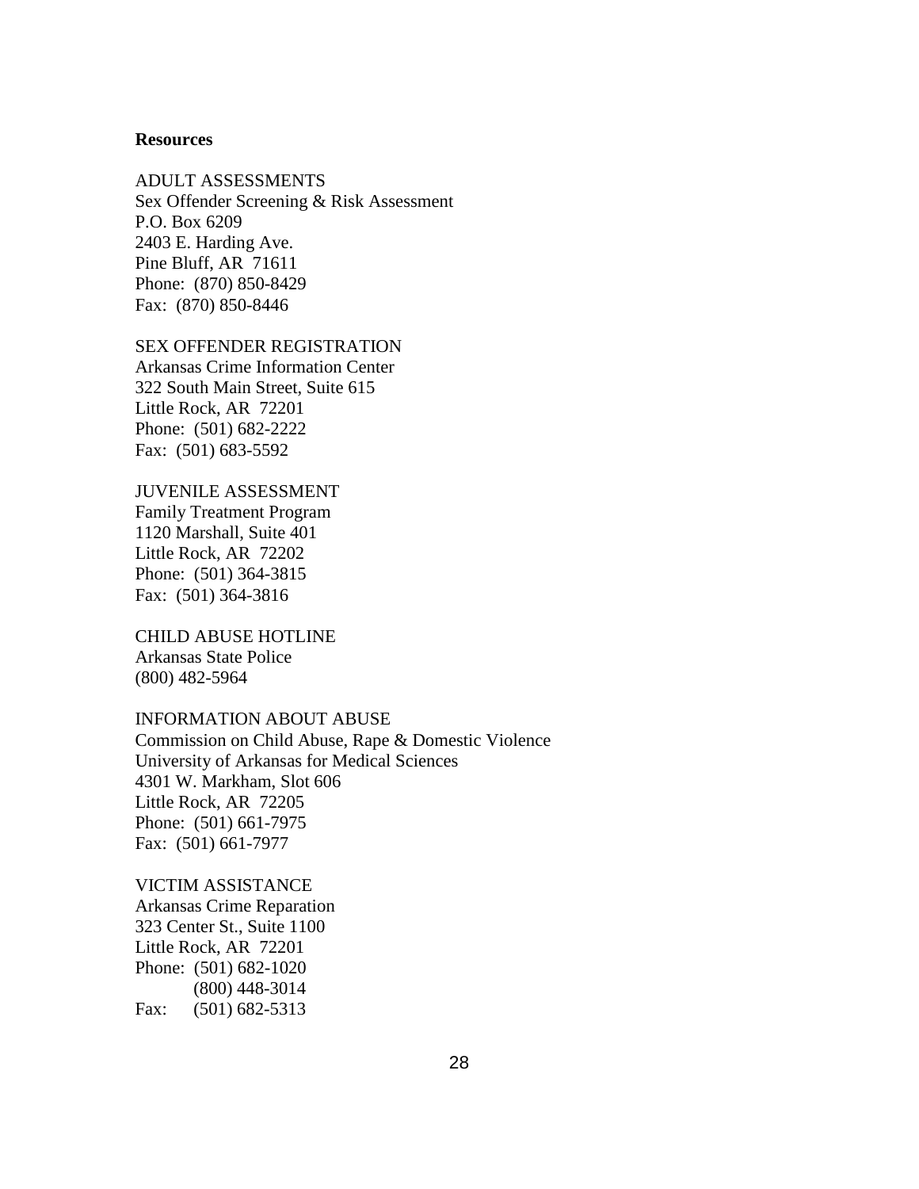**Resources**

ADULT ASSESSMENTS
Sex Offender Screening & Risk Assessment
P.O. Box 6209
2403 E. Harding Ave.
Pine Bluff, AR 71611
Phone: (870) 850-8429
Fax: (870) 850-8446

SEX OFFENDER REGISTRATION
Arkansas Crime Information Center
322 South Main Street, Suite 615
Little Rock, AR 72201
Phone: (501) 682-2222
Fax: (501) 683-5592

JUVENILE ASSESSMENT
Family Treatment Program
1120 Marshall, Suite 401
Little Rock, AR 72202
Phone: (501) 364-3815
Fax: (501) 364-3816

CHILD ABUSE HOTLINE
Arkansas State Police
(800) 482-5964

INFORMATION ABOUT ABUSE
Commission on Child Abuse, Rape & Domestic Violence
University of Arkansas for Medical Sciences
4301 W. Markham, Slot 606
Little Rock, AR 72205
Phone: (501) 661-7975
Fax: (501) 661-7977

VICTIM ASSISTANCE
Arkansas Crime Reparation
323 Center St., Suite 1100
Little Rock, AR 72201
Phone: (501) 682-1020
(800) 448-3014
Fax: (501) 682-5313